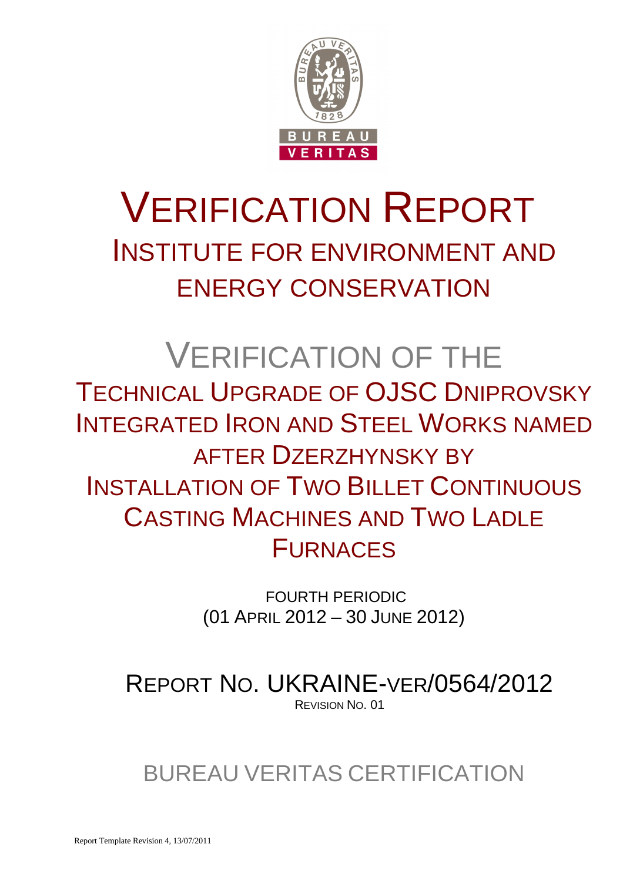# VERIFICATION REPORT

## INSTITUTE FOR ENVIRONMENT AND ENERGY CONSERVATION

# VERIFICATION OF THE

## TECHNICAL UPGRADE OF OJSC DNIPROVSKY INTEGRATED IRON AND STEEL WORKS NAMED AFTER DZERZHYNSKY BY INSTALLATION OF TWO BILLET CONTINUOUS CASTING MACHINES AND TWO LADLE FURNACES

FOURTH PERIODIC
(01 APRIL 2012 – 30 JUNE 2012)

## REPORT NO. UKRAINE-VER/0564/2012

REVISION NO. 01

## BUREAU VERITAS CERTIFICATION

Report Template Revision 4, 13/07/2011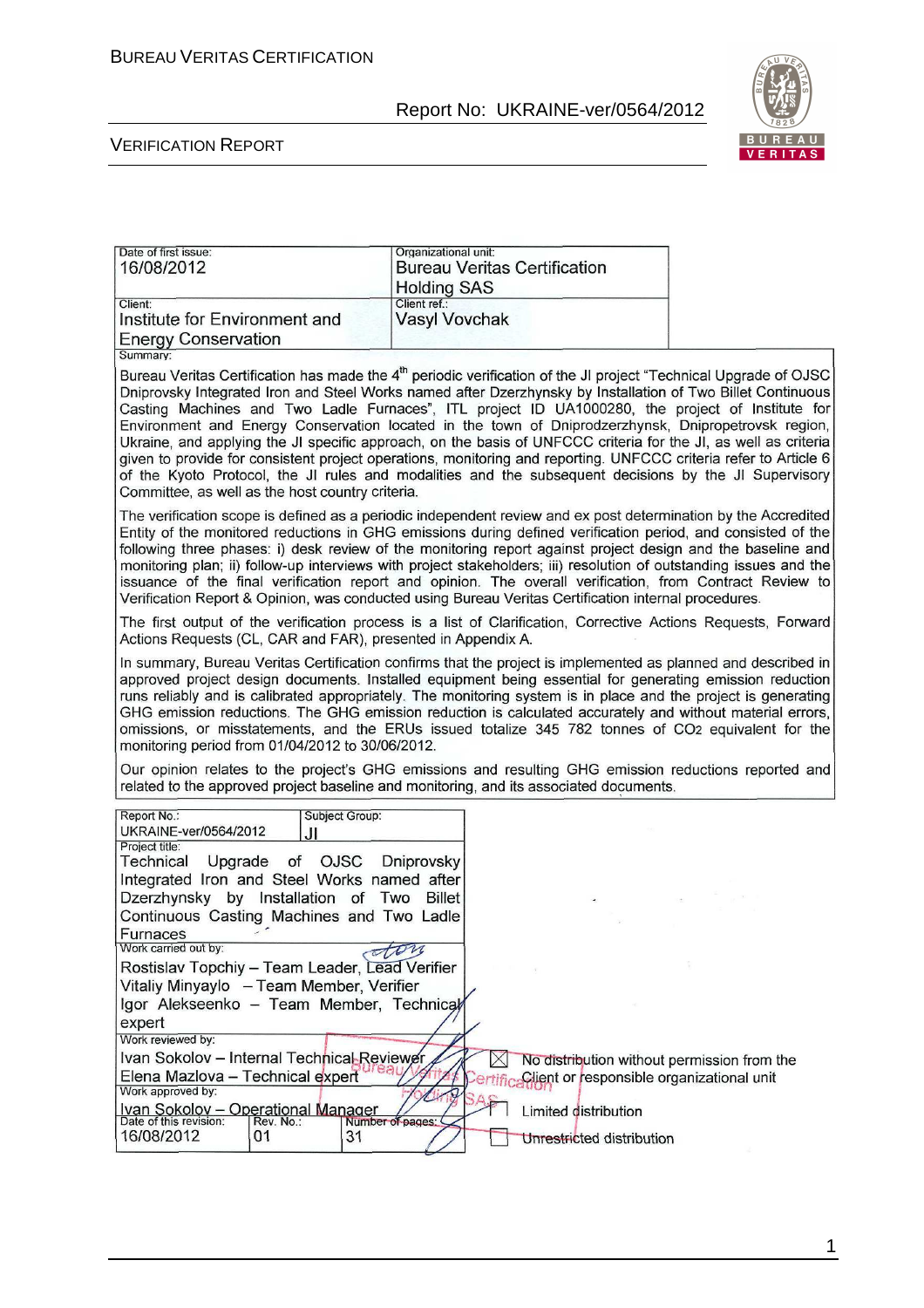| Date of first issue: | Organizational unit: |
| --- | --- |
| 16/08/2012 | Bureau Veritas Certification Holding SAS |
| Client: | Client ref.: |
| Institute for Environment and Energy Conservation | Vasyl Vovchak |

Summary:

Bureau Veritas Certification has made the 4[th] periodic verification of the JI project "Technical Upgrade of OJSC Dniprovsky Integrated Iron and Steel Works named after Dzerzhynsky by Installation of Two Billet Continuous Casting Machines and Two Ladle Furnaces", ITL project ID UA1000280, the project of Institute for Environment and Energy Conservation located in the town of Dniprodzerzhynsk, Dnipropetrovsk region, Ukraine, and applying the JI specific approach, on the basis of UNFCCC criteria for the JI, as well as criteria given to provide for consistent project operations, monitoring and reporting. UNFCCC criteria refer to Article 6 of the Kyoto Protocol, the JI rules and modalities and the subsequent decisions by the JI Supervisory Committee, as well as the host country criteria.

The verification scope is defined as a periodic independent review and ex post determination by the Accredited Entity of the monitored reductions in GHG emissions during defined verification period, and consisted of the following three phases: i) desk review of the monitoring report against project design and the baseline and monitoring plan; ii) follow-up interviews with project stakeholders; iii) resolution of outstanding issues and the issuance of the final verification report and opinion. The overall verification, from Contract Review to Verification Report & Opinion, was conducted using Bureau Veritas Certification internal procedures.

The first output of the verification process is a list of Clarification, Corrective Actions Requests, Forward Actions Requests (CL, CAR and FAR), presented in Appendix A.

In summary, Bureau Veritas Certification confirms that the project is implemented as planned and described in approved project design documents. Installed equipment being essential for generating emission reduction runs reliably and is calibrated appropriately. The monitoring system is in place and the project is generating GHG emission reductions. The GHG emission reduction is calculated accurately and without material errors, omissions, or misstatements, and the ERUs issued totalize 345 782 tonnes of $CO_2$ equivalent for the monitoring period from 01/04/2012 to 30/06/2012.

Our opinion relates to the project's GHG emissions and resulting GHG emission reductions reported and related to the approved project baseline and monitoring, and its associated documents.

| Report No.: | Subject Group: |
| --- | --- |
| UKRAINE-ver/0564/2012 | JI |

Project title:
Technical Upgrade of OJSC Dniprovsky Integrated Iron and Steel Works named after Dzerzhynsky by Installation of Two Billet Continuous Casting Machines and Two Ladle Furnaces

Work carried out by:
Rostislav Topchiy – Team Leader, Lead Verifier
Vitaliy Minyaylo – Team Member, Verifier
Igor Alekseenko – Team Member, Technical expert

Work reviewed by:
Ivan Sokolov – Internal Technical Reviewer
Elena Mazlova – Technical expert

Work approved by:
Ivan Sokolov – Operational Manager

| Date of this revision: | Rev. No.: | Number of pages: |
| --- | --- | --- |
| 16/08/2012 | 01 | 31 |

☒ No distribution without permission from the Client or responsible organizational unit

☐ Limited distribution

☐ Unrestricted distribution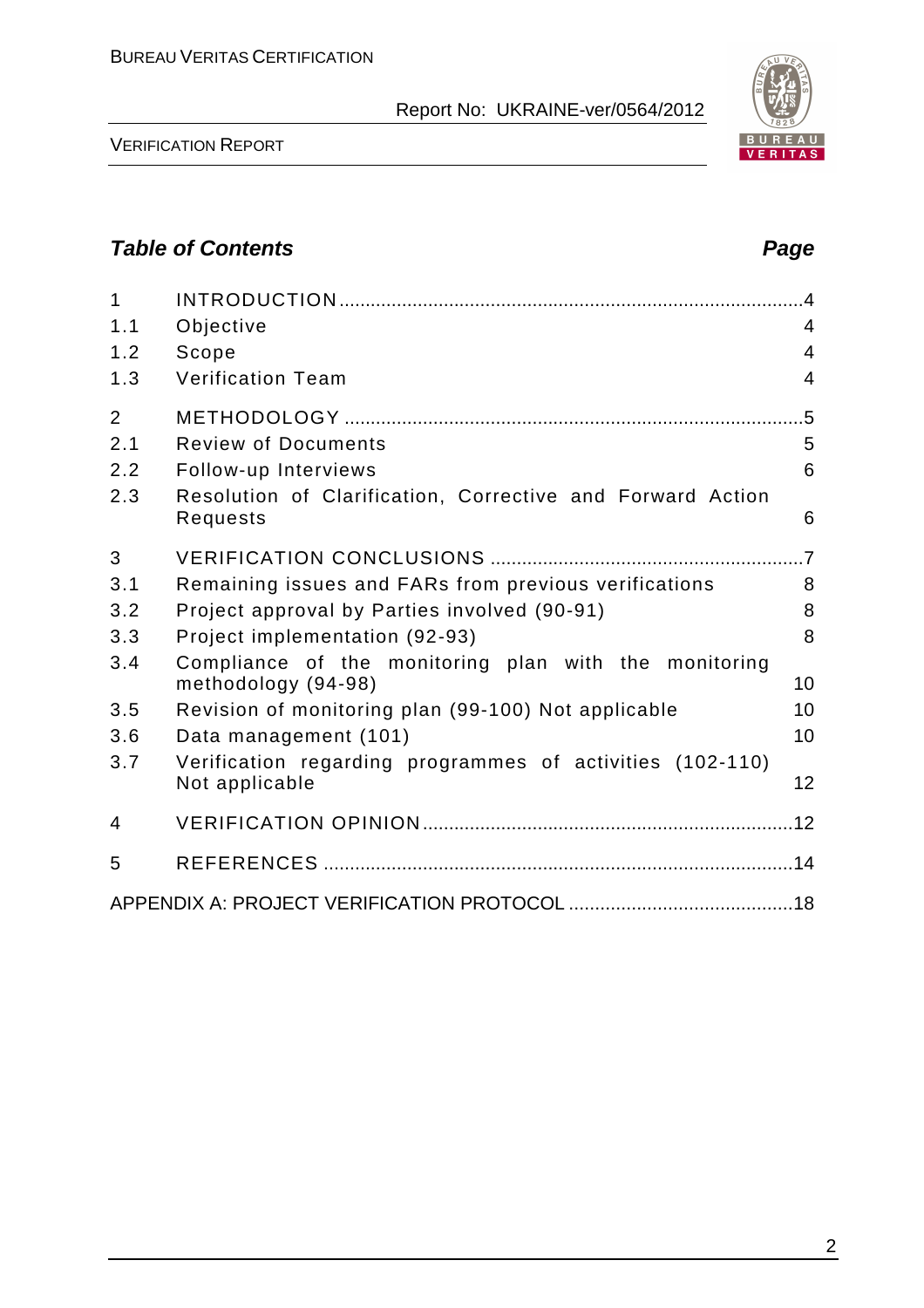## *Table of Contents* *Page*

| | | |
|---|---|---|
| 1 | INTRODUCTION | 4 |
| 1.1 | Objective | 4 |
| 1.2 | Scope | 4 |
| 1.3 | Verification Team | 4 |
| 2 | METHODOLOGY | 5 |
| 2.1 | Review of Documents | 5 |
| 2.2 | Follow-up Interviews | 6 |
| 2.3 | Resolution of Clarification, Corrective and Forward Action Requests | 6 |
| 3 | VERIFICATION CONCLUSIONS | 7 |
| 3.1 | Remaining issues and FARs from previous verifications | 8 |
| 3.2 | Project approval by Parties involved (90-91) | 8 |
| 3.3 | Project implementation (92-93) | 8 |
| 3.4 | Compliance of the monitoring plan with the monitoring methodology (94-98) | 10 |
| 3.5 | Revision of monitoring plan (99-100) Not applicable | 10 |
| 3.6 | Data management (101) | 10 |
| 3.7 | Verification regarding programmes of activities (102-110) Not applicable | 12 |
| 4 | VERIFICATION OPINION | 12 |
| 5 | REFERENCES | 14 |
| | APPENDIX A: PROJECT VERIFICATION PROTOCOL | 18 |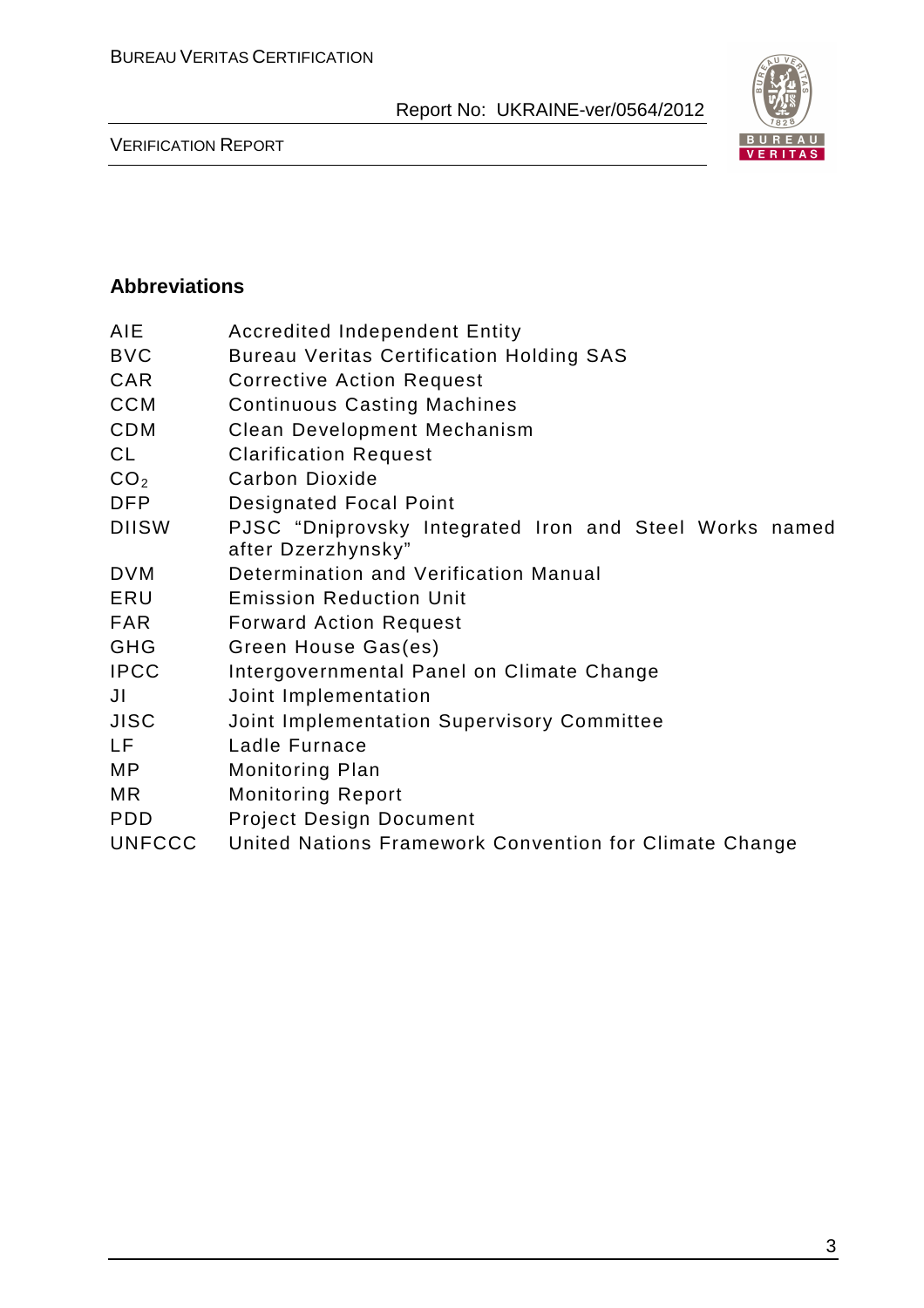## Abbreviations

| | |
|---|---|
| AIE | Accredited Independent Entity |
| BVC | Bureau Veritas Certification Holding SAS |
| CAR | Corrective Action Request |
| CCM | Continuous Casting Machines |
| CDM | Clean Development Mechanism |
| CL | Clarification Request |
| $CO_2$ | Carbon Dioxide |
| DFP | Designated Focal Point |
| DIISW | PJSC "Dniprovsky Integrated Iron and Steel Works named after Dzerzhynsky" |
| DVM | Determination and Verification Manual |
| ERU | Emission Reduction Unit |
| FAR | Forward Action Request |
| GHG | Green House Gas(es) |
| IPCC | Intergovernmental Panel on Climate Change |
| JI | Joint Implementation |
| JISC | Joint Implementation Supervisory Committee |
| LF | Ladle Furnace |
| MP | Monitoring Plan |
| MR | Monitoring Report |
| PDD | Project Design Document |
| UNFCCC | United Nations Framework Convention for Climate Change |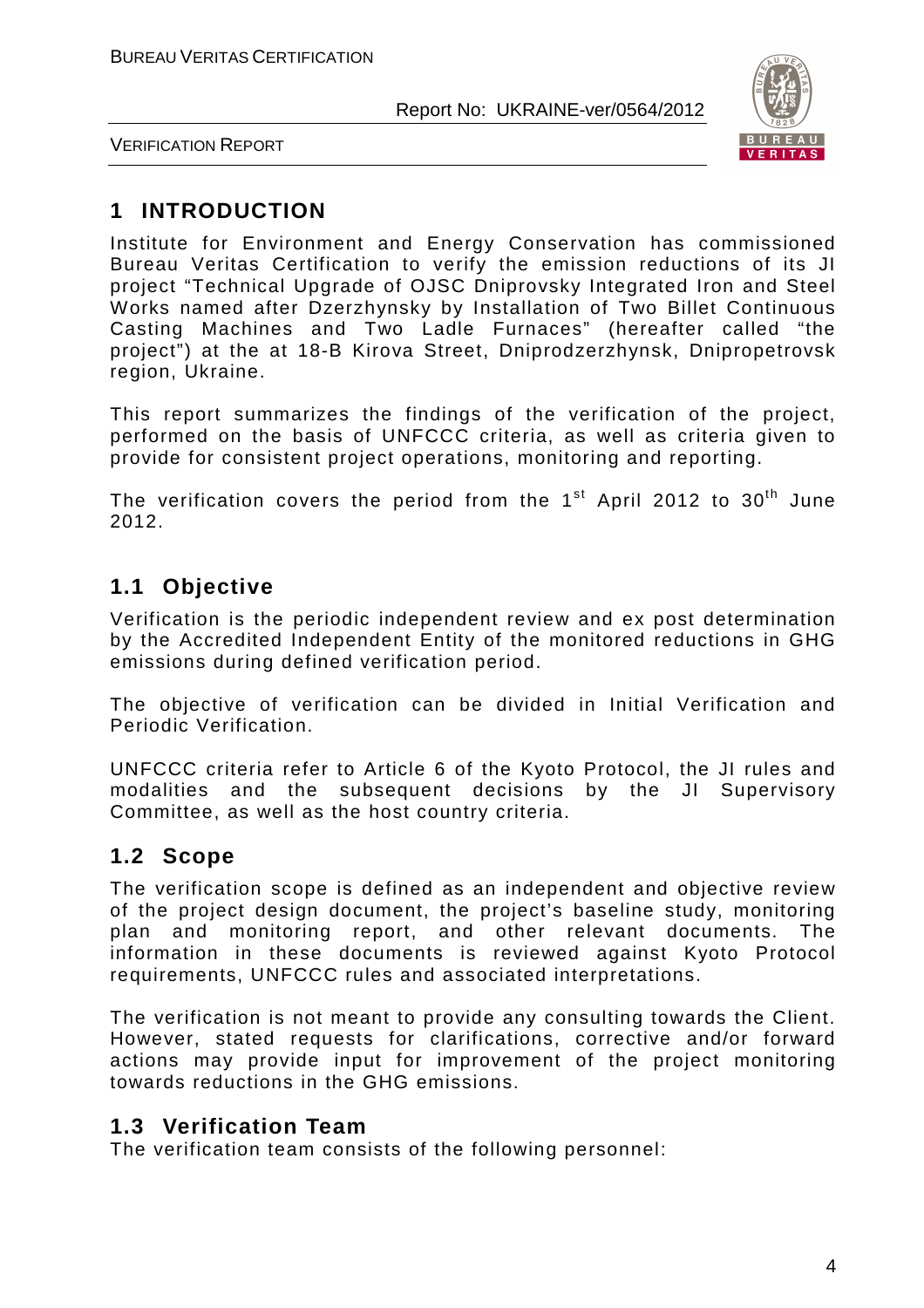# 1 INTRODUCTION

Institute for Environment and Energy Conservation has commissioned Bureau Veritas Certification to verify the emission reductions of its JI project "Technical Upgrade of OJSC Dniprovsky Integrated Iron and Steel Works named after Dzerzhynsky by Installation of Two Billet Continuous Casting Machines and Two Ladle Furnaces" (hereafter called "the project") at the at 18-B Kirova Street, Dniprodzerzhynsk, Dnipropetrovsk region, Ukraine.

This report summarizes the findings of the verification of the project, performed on the basis of UNFCCC criteria, as well as criteria given to provide for consistent project operations, monitoring and reporting.

The verification covers the period from the 1st April 2012 to 30th June 2012.

## 1.1 Objective

Verification is the periodic independent review and ex post determination by the Accredited Independent Entity of the monitored reductions in GHG emissions during defined verification period.

The objective of verification can be divided in Initial Verification and Periodic Verification.

UNFCCC criteria refer to Article 6 of the Kyoto Protocol, the JI rules and modalities and the subsequent decisions by the JI Supervisory Committee, as well as the host country criteria.

## 1.2 Scope

The verification scope is defined as an independent and objective review of the project design document, the project's baseline study, monitoring plan and monitoring report, and other relevant documents. The information in these documents is reviewed against Kyoto Protocol requirements, UNFCCC rules and associated interpretations.

The verification is not meant to provide any consulting towards the Client. However, stated requests for clarifications, corrective and/or forward actions may provide input for improvement of the project monitoring towards reductions in the GHG emissions.

## 1.3 Verification Team

The verification team consists of the following personnel: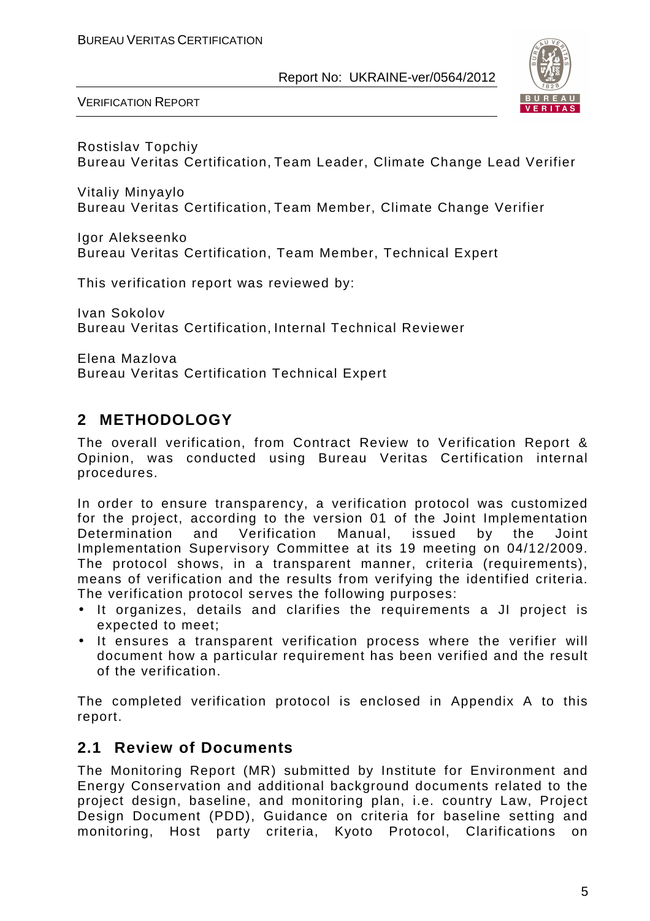Rostislav Topchiy
Bureau Veritas Certification, Team Leader, Climate Change Lead Verifier

Vitaliy Minyaylo
Bureau Veritas Certification, Team Member, Climate Change Verifier

Igor Alekseenko
Bureau Veritas Certification, Team Member, Technical Expert

This verification report was reviewed by:

Ivan Sokolov
Bureau Veritas Certification, Internal Technical Reviewer

Elena Mazlova
Bureau Veritas Certification Technical Expert

## 2 METHODOLOGY

The overall verification, from Contract Review to Verification Report & Opinion, was conducted using Bureau Veritas Certification internal procedures.

In order to ensure transparency, a verification protocol was customized for the project, according to the version 01 of the Joint Implementation Determination and Verification Manual, issued by the Joint Implementation Supervisory Committee at its 19 meeting on 04/12/2009. The protocol shows, in a transparent manner, criteria (requirements), means of verification and the results from verifying the identified criteria. The verification protocol serves the following purposes:

- It organizes, details and clarifies the requirements a JI project is expected to meet;
- It ensures a transparent verification process where the verifier will document how a particular requirement has been verified and the result of the verification.

The completed verification protocol is enclosed in Appendix A to this report.

### 2.1 Review of Documents

The Monitoring Report (MR) submitted by Institute for Environment and Energy Conservation and additional background documents related to the project design, baseline, and monitoring plan, i.e. country Law, Project Design Document (PDD), Guidance on criteria for baseline setting and monitoring, Host party criteria, Kyoto Protocol, Clarifications on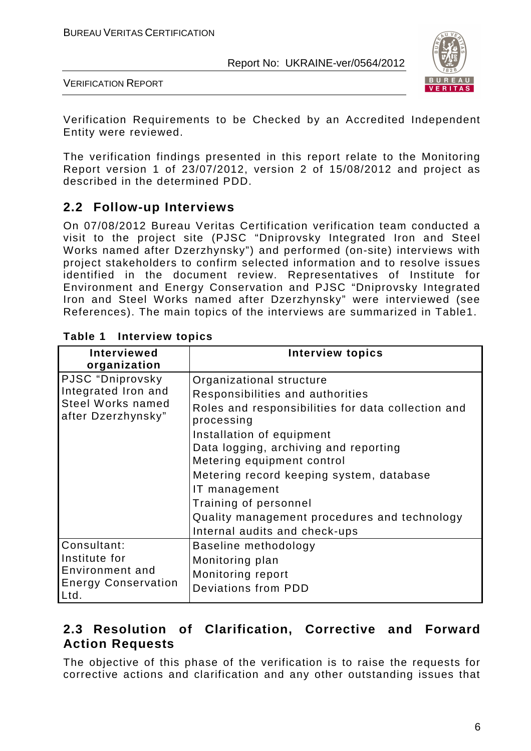Verification Requirements to be Checked by an Accredited Independent Entity were reviewed.

The verification findings presented in this report relate to the Monitoring Report version 1 of 23/07/2012, version 2 of 15/08/2012 and project as described in the determined PDD.

## 2.2 Follow-up Interviews

On 07/08/2012 Bureau Veritas Certification verification team conducted a visit to the project site (PJSC "Dniprovsky Integrated Iron and Steel Works named after Dzerzhynsky") and performed (on-site) interviews with project stakeholders to confirm selected information and to resolve issues identified in the document review. Representatives of Institute for Environment and Energy Conservation and PJSC "Dniprovsky Integrated Iron and Steel Works named after Dzerzhynsky" were interviewed (see References). The main topics of the interviews are summarized in Table1.

**Table 1 Interview topics**

| Interviewed organization | Interview topics |
|---|---|
| PJSC "Dniprovsky Integrated Iron and Steel Works named after Dzerzhynsky" | Organizational structure<br>Responsibilities and authorities<br>Roles and responsibilities for data collection and processing<br>Installation of equipment<br>Data logging, archiving and reporting<br>Metering equipment control<br>Metering record keeping system, database<br>IT management<br>Training of personnel<br>Quality management procedures and technology<br>Internal audits and check-ups |
| Consultant: Institute for Environment and Energy Conservation Ltd. | Baseline methodology<br>Monitoring plan<br>Monitoring report<br>Deviations from PDD |

## 2.3 Resolution of Clarification, Corrective and Forward Action Requests

The objective of this phase of the verification is to raise the requests for corrective actions and clarification and any other outstanding issues that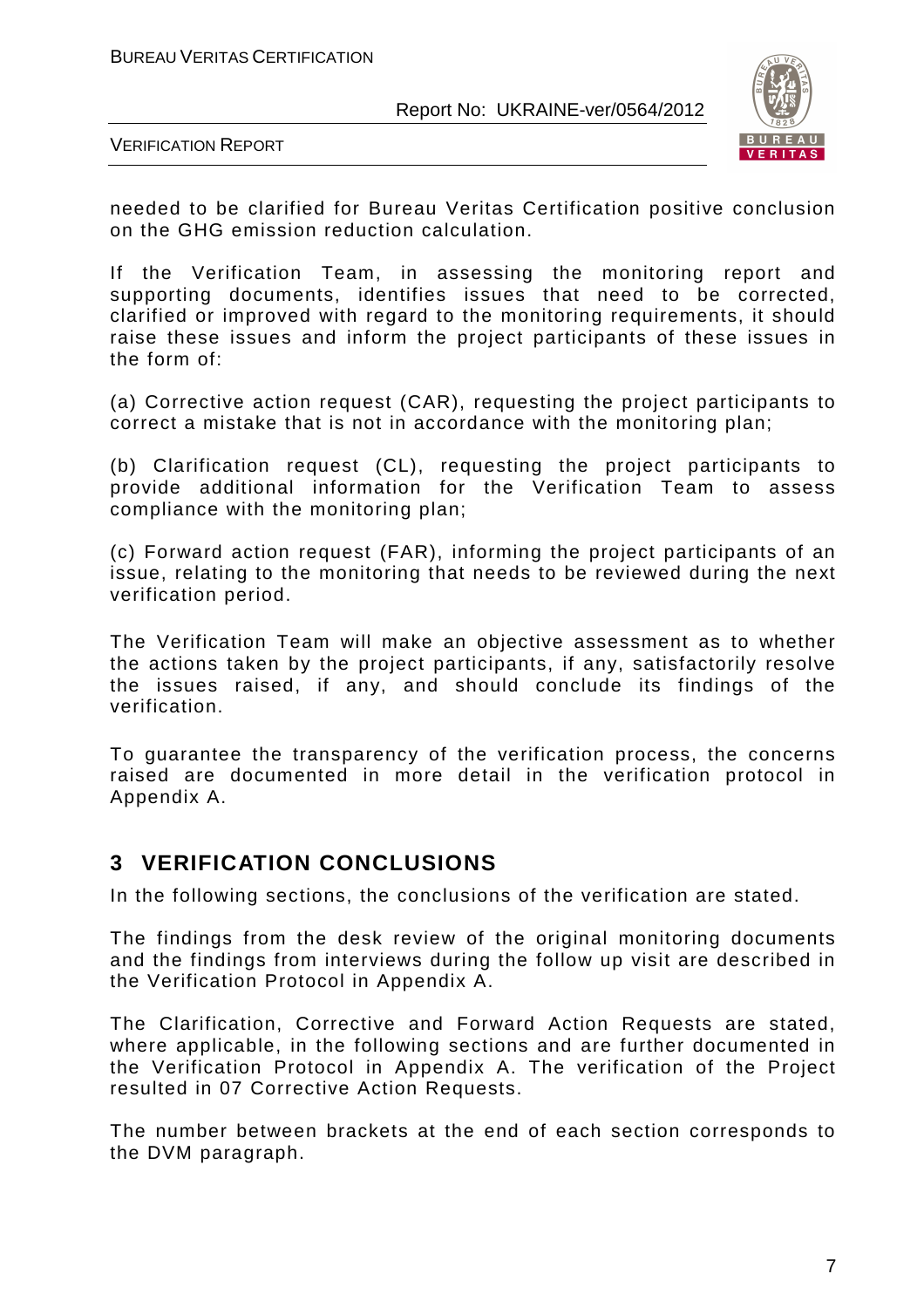needed to be clarified for Bureau Veritas Certification positive conclusion on the GHG emission reduction calculation.

If the Verification Team, in assessing the monitoring report and supporting documents, identifies issues that need to be corrected, clarified or improved with regard to the monitoring requirements, it should raise these issues and inform the project participants of these issues in the form of:

(a) Corrective action request (CAR), requesting the project participants to correct a mistake that is not in accordance with the monitoring plan;

(b) Clarification request (CL), requesting the project participants to provide additional information for the Verification Team to assess compliance with the monitoring plan;

(c) Forward action request (FAR), informing the project participants of an issue, relating to the monitoring that needs to be reviewed during the next verification period.

The Verification Team will make an objective assessment as to whether the actions taken by the project participants, if any, satisfactorily resolve the issues raised, if any, and should conclude its findings of the verification.

To guarantee the transparency of the verification process, the concerns raised are documented in more detail in the verification protocol in Appendix A.

# 3 VERIFICATION CONCLUSIONS

In the following sections, the conclusions of the verification are stated.

The findings from the desk review of the original monitoring documents and the findings from interviews during the follow up visit are described in the Verification Protocol in Appendix A.

The Clarification, Corrective and Forward Action Requests are stated, where applicable, in the following sections and are further documented in the Verification Protocol in Appendix A. The verification of the Project resulted in 07 Corrective Action Requests.

The number between brackets at the end of each section corresponds to the DVM paragraph.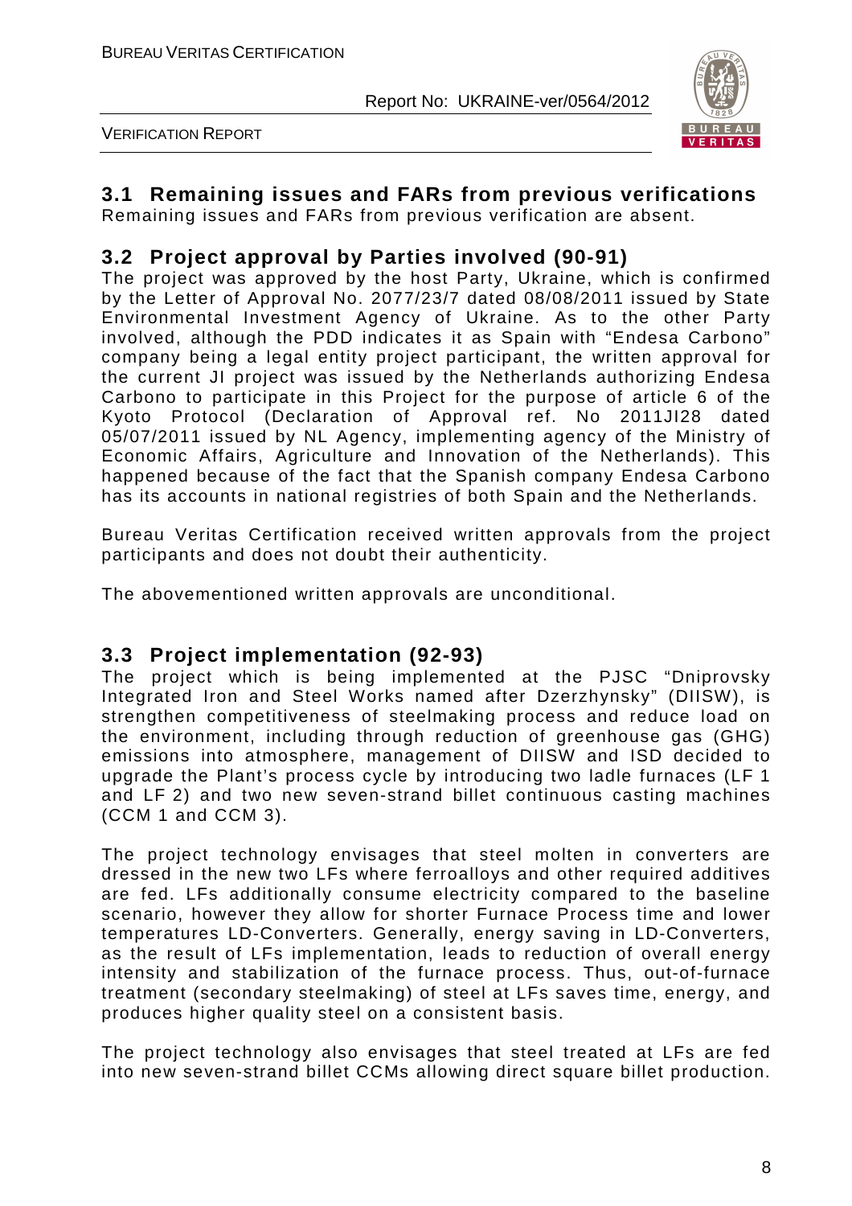## 3.1 Remaining issues and FARs from previous verifications

Remaining issues and FARs from previous verification are absent.

## 3.2 Project approval by Parties involved (90-91)

The project was approved by the host Party, Ukraine, which is confirmed by the Letter of Approval No. 2077/23/7 dated 08/08/2011 issued by State Environmental Investment Agency of Ukraine. As to the other Party involved, although the PDD indicates it as Spain with "Endesa Carbono" company being a legal entity project participant, the written approval for the current JI project was issued by the Netherlands authorizing Endesa Carbono to participate in this Project for the purpose of article 6 of the Kyoto Protocol (Declaration of Approval ref. No 2011JI28 dated 05/07/2011 issued by NL Agency, implementing agency of the Ministry of Economic Affairs, Agriculture and Innovation of the Netherlands). This happened because of the fact that the Spanish company Endesa Carbono has its accounts in national registries of both Spain and the Netherlands.

Bureau Veritas Certification received written approvals from the project participants and does not doubt their authenticity.

The abovementioned written approvals are unconditional.

## 3.3 Project implementation (92-93)

The project which is being implemented at the PJSC "Dniprovsky Integrated Iron and Steel Works named after Dzerzhynsky" (DIISW), is strengthen competitiveness of steelmaking process and reduce load on the environment, including through reduction of greenhouse gas (GHG) emissions into atmosphere, management of DIISW and ISD decided to upgrade the Plant's process cycle by introducing two ladle furnaces (LF 1 and LF 2) and two new seven-strand billet continuous casting machines (CCM 1 and CCM 3).

The project technology envisages that steel molten in converters are dressed in the new two LFs where ferroalloys and other required additives are fed. LFs additionally consume electricity compared to the baseline scenario, however they allow for shorter Furnace Process time and lower temperatures LD-Converters. Generally, energy saving in LD-Converters, as the result of LFs implementation, leads to reduction of overall energy intensity and stabilization of the furnace process. Thus, out-of-furnace treatment (secondary steelmaking) of steel at LFs saves time, energy, and produces higher quality steel on a consistent basis.

The project technology also envisages that steel treated at LFs are fed into new seven-strand billet CCMs allowing direct square billet production.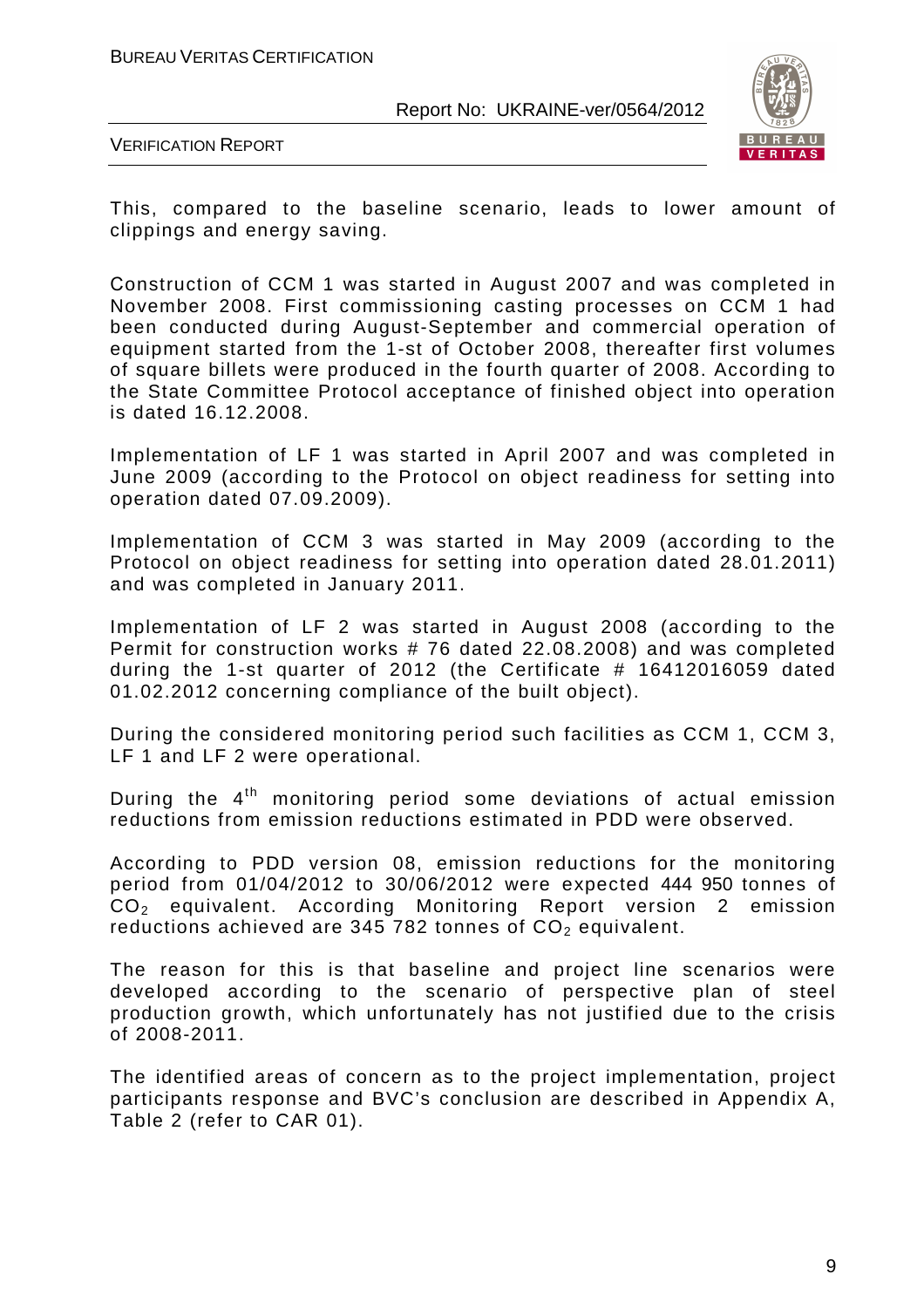This, compared to the baseline scenario, leads to lower amount of clippings and energy saving.

Construction of CCM 1 was started in August 2007 and was completed in November 2008. First commissioning casting processes on CCM 1 had been conducted during August-September and commercial operation of equipment started from the 1-st of October 2008, thereafter first volumes of square billets were produced in the fourth quarter of 2008. According to the State Committee Protocol acceptance of finished object into operation is dated 16.12.2008.

Implementation of LF 1 was started in April 2007 and was completed in June 2009 (according to the Protocol on object readiness for setting into operation dated 07.09.2009).

Implementation of CCM 3 was started in May 2009 (according to the Protocol on object readiness for setting into operation dated 28.01.2011) and was completed in January 2011.

Implementation of LF 2 was started in August 2008 (according to the Permit for construction works # 76 dated 22.08.2008) and was completed during the 1-st quarter of 2012 (the Certificate # 16412016059 dated 01.02.2012 concerning compliance of the built object).

During the considered monitoring period such facilities as CCM 1, CCM 3, LF 1 and LF 2 were operational.

During the 4[th] monitoring period some deviations of actual emission reductions from emission reductions estimated in PDD were observed.

According to PDD version 08, emission reductions for the monitoring period from 01/04/2012 to 30/06/2012 were expected 444 950 tonnes of $CO_2$ equivalent. According Monitoring Report version 2 emission reductions achieved are 345 782 tonnes of $CO_2$ equivalent.

The reason for this is that baseline and project line scenarios were developed according to the scenario of perspective plan of steel production growth, which unfortunately has not justified due to the crisis of 2008-2011.

The identified areas of concern as to the project implementation, project participants response and BVC's conclusion are described in Appendix A, Table 2 (refer to CAR 01).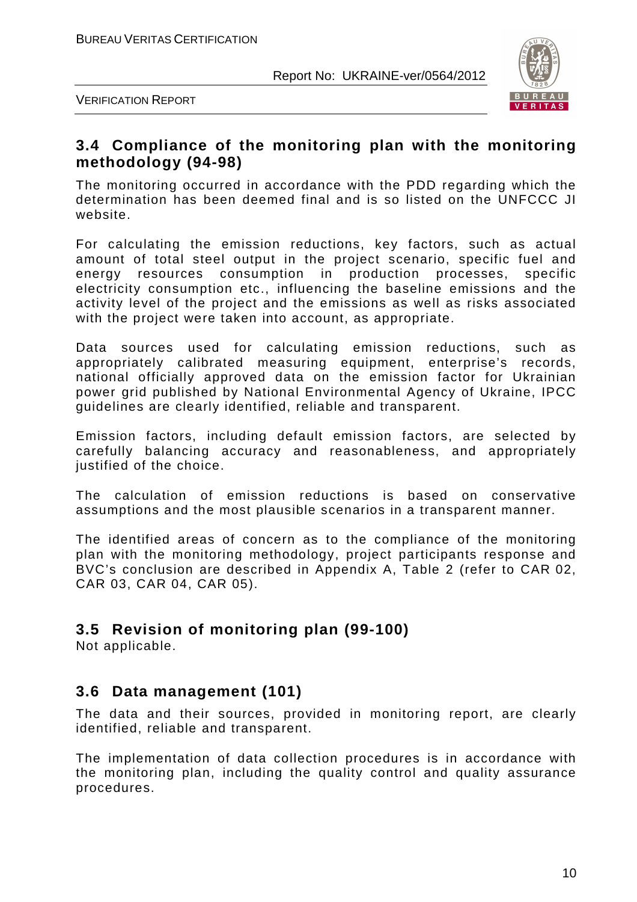## 3.4 Compliance of the monitoring plan with the monitoring methodology (94-98)

The monitoring occurred in accordance with the PDD regarding which the determination has been deemed final and is so listed on the UNFCCC JI website.

For calculating the emission reductions, key factors, such as actual amount of total steel output in the project scenario, specific fuel and energy resources consumption in production processes, specific electricity consumption etc., influencing the baseline emissions and the activity level of the project and the emissions as well as risks associated with the project were taken into account, as appropriate.

Data sources used for calculating emission reductions, such as appropriately calibrated measuring equipment, enterprise's records, national officially approved data on the emission factor for Ukrainian power grid published by National Environmental Agency of Ukraine, IPCC guidelines are clearly identified, reliable and transparent.

Emission factors, including default emission factors, are selected by carefully balancing accuracy and reasonableness, and appropriately justified of the choice.

The calculation of emission reductions is based on conservative assumptions and the most plausible scenarios in a transparent manner.

The identified areas of concern as to the compliance of the monitoring plan with the monitoring methodology, project participants response and BVC's conclusion are described in Appendix A, Table 2 (refer to CAR 02, CAR 03, CAR 04, CAR 05).

## 3.5 Revision of monitoring plan (99-100)

Not applicable.

## 3.6 Data management (101)

The data and their sources, provided in monitoring report, are clearly identified, reliable and transparent.

The implementation of data collection procedures is in accordance with the monitoring plan, including the quality control and quality assurance procedures.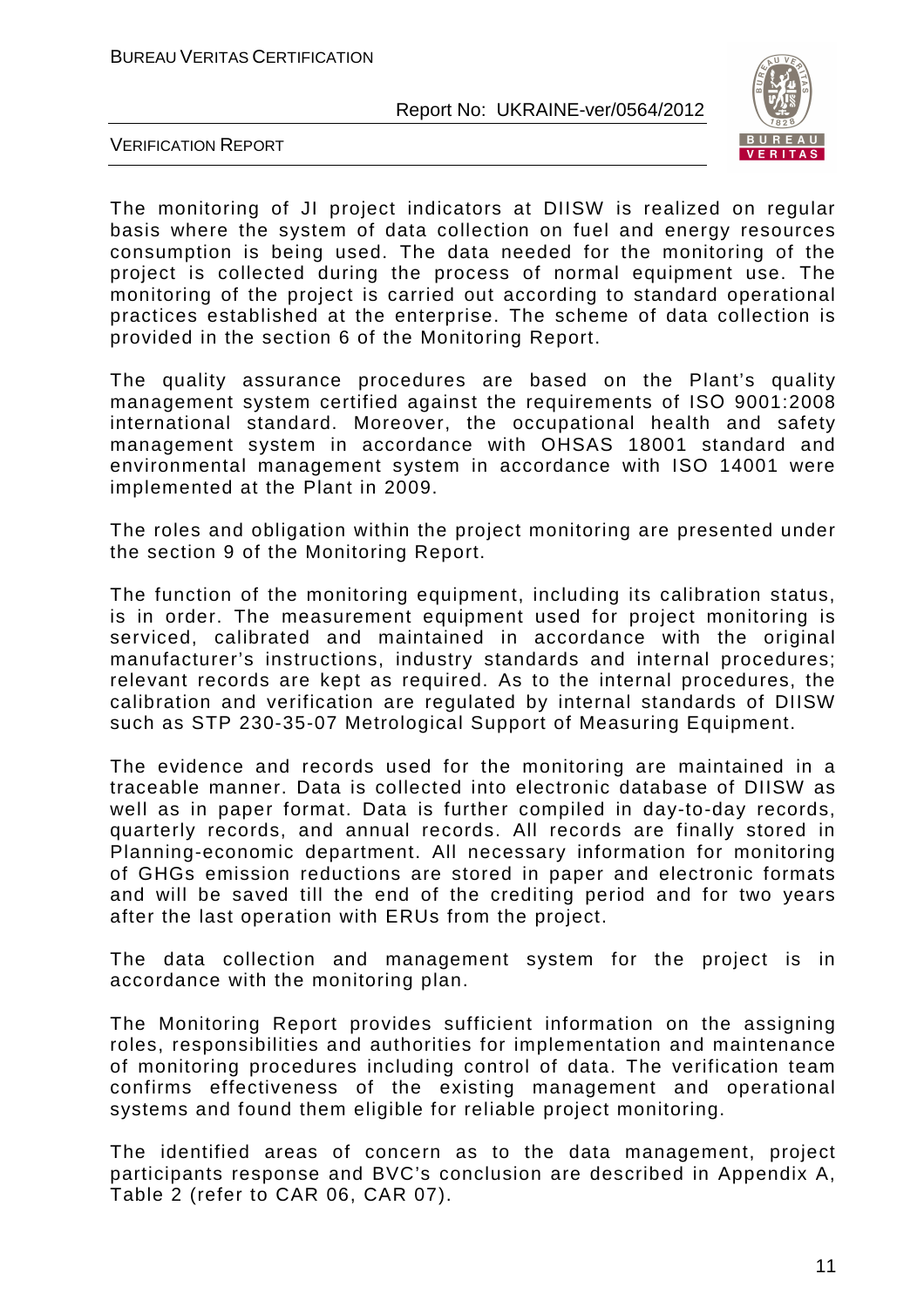The monitoring of JI project indicators at DIISW is realized on regular basis where the system of data collection on fuel and energy resources consumption is being used. The data needed for the monitoring of the project is collected during the process of normal equipment use. The monitoring of the project is carried out according to standard operational practices established at the enterprise. The scheme of data collection is provided in the section 6 of the Monitoring Report.

The quality assurance procedures are based on the Plant's quality management system certified against the requirements of ISO 9001:2008 international standard. Moreover, the occupational health and safety management system in accordance with OHSAS 18001 standard and environmental management system in accordance with ISO 14001 were implemented at the Plant in 2009.

The roles and obligation within the project monitoring are presented under the section 9 of the Monitoring Report.

The function of the monitoring equipment, including its calibration status, is in order. The measurement equipment used for project monitoring is serviced, calibrated and maintained in accordance with the original manufacturer's instructions, industry standards and internal procedures; relevant records are kept as required. As to the internal procedures, the calibration and verification are regulated by internal standards of DIISW such as STP 230-35-07 Metrological Support of Measuring Equipment.

The evidence and records used for the monitoring are maintained in a traceable manner. Data is collected into electronic database of DIISW as well as in paper format. Data is further compiled in day-to-day records, quarterly records, and annual records. All records are finally stored in Planning-economic department. All necessary information for monitoring of GHGs emission reductions are stored in paper and electronic formats and will be saved till the end of the crediting period and for two years after the last operation with ERUs from the project.

The data collection and management system for the project is in accordance with the monitoring plan.

The Monitoring Report provides sufficient information on the assigning roles, responsibilities and authorities for implementation and maintenance of monitoring procedures including control of data. The verification team confirms effectiveness of the existing management and operational systems and found them eligible for reliable project monitoring.

The identified areas of concern as to the data management, project participants response and BVC's conclusion are described in Appendix A, Table 2 (refer to CAR 06, CAR 07).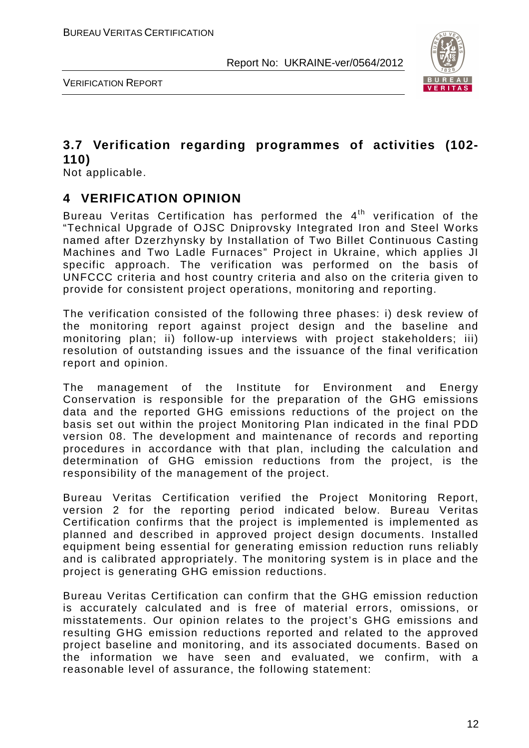## 3.7 Verification regarding programmes of activities (102-110)

Not applicable.

# 4 VERIFICATION OPINION

Bureau Veritas Certification has performed the 4th verification of the "Technical Upgrade of OJSC Dniprovsky Integrated Iron and Steel Works named after Dzerzhynsky by Installation of Two Billet Continuous Casting Machines and Two Ladle Furnaces" Project in Ukraine, which applies JI specific approach. The verification was performed on the basis of UNFCCC criteria and host country criteria and also on the criteria given to provide for consistent project operations, monitoring and reporting.

The verification consisted of the following three phases: i) desk review of the monitoring report against project design and the baseline and monitoring plan; ii) follow-up interviews with project stakeholders; iii) resolution of outstanding issues and the issuance of the final verification report and opinion.

The management of the Institute for Environment and Energy Conservation is responsible for the preparation of the GHG emissions data and the reported GHG emissions reductions of the project on the basis set out within the project Monitoring Plan indicated in the final PDD version 08. The development and maintenance of records and reporting procedures in accordance with that plan, including the calculation and determination of GHG emission reductions from the project, is the responsibility of the management of the project.

Bureau Veritas Certification verified the Project Monitoring Report, version 2 for the reporting period indicated below. Bureau Veritas Certification confirms that the project is implemented is implemented as planned and described in approved project design documents. Installed equipment being essential for generating emission reduction runs reliably and is calibrated appropriately. The monitoring system is in place and the project is generating GHG emission reductions.

Bureau Veritas Certification can confirm that the GHG emission reduction is accurately calculated and is free of material errors, omissions, or misstatements. Our opinion relates to the project's GHG emissions and resulting GHG emission reductions reported and related to the approved project baseline and monitoring, and its associated documents. Based on the information we have seen and evaluated, we confirm, with a reasonable level of assurance, the following statement: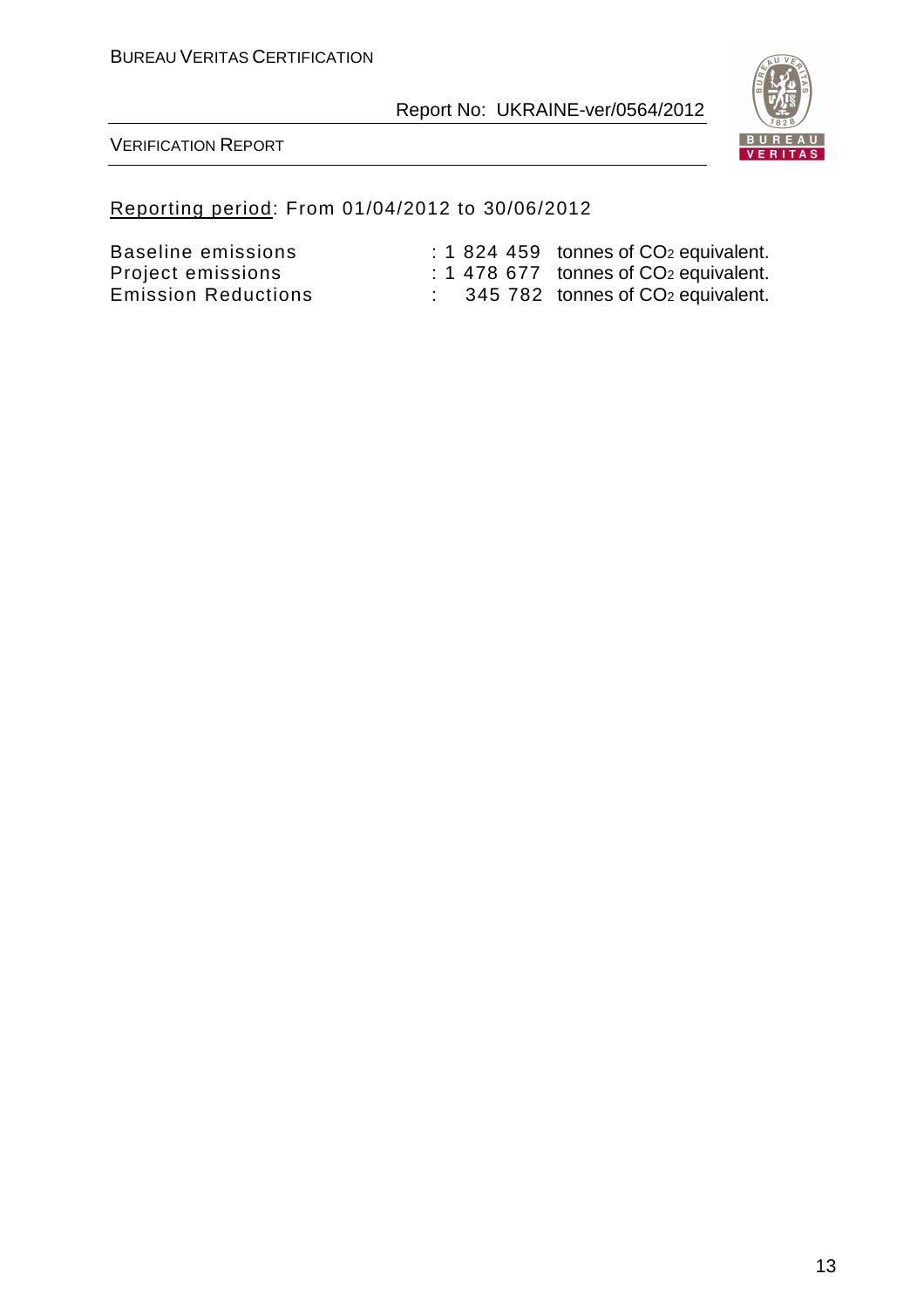<u>Reporting period</u>: From 01/04/2012 to 30/06/2012

| | | |
|---|---|---|
| Baseline emissions | : 1 824 459 | tonnes of $CO_2$ equivalent. |
| Project emissions | : 1 478 677 | tonnes of $CO_2$ equivalent. |
| Emission Reductions | : 345 782 | tonnes of $CO_2$ equivalent. |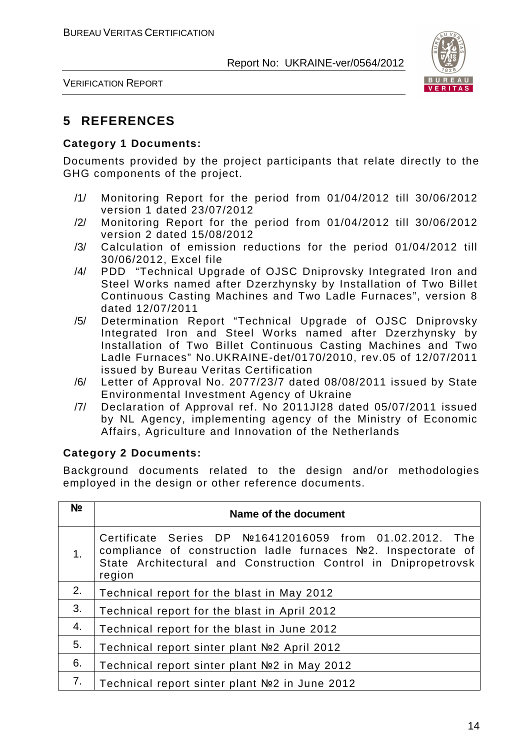# 5 REFERENCES

**Category 1 Documents:**

Documents provided by the project participants that relate directly to the GHG components of the project.

/1/ Monitoring Report for the period from 01/04/2012 till 30/06/2012 version 1 dated 23/07/2012

/2/ Monitoring Report for the period from 01/04/2012 till 30/06/2012 version 2 dated 15/08/2012

/3/ Calculation of emission reductions for the period 01/04/2012 till 30/06/2012, Excel file

/4/ PDD "Technical Upgrade of OJSC Dniprovsky Integrated Iron and Steel Works named after Dzerzhynsky by Installation of Two Billet Continuous Casting Machines and Two Ladle Furnaces", version 8 dated 12/07/2011

/5/ Determination Report "Technical Upgrade of OJSC Dniprovsky Integrated Iron and Steel Works named after Dzerzhynsky by Installation of Two Billet Continuous Casting Machines and Two Ladle Furnaces" No.UKRAINE-det/0170/2010, rev.05 of 12/07/2011 issued by Bureau Veritas Certification

/6/ Letter of Approval No. 2077/23/7 dated 08/08/2011 issued by State Environmental Investment Agency of Ukraine

/7/ Declaration of Approval ref. No 2011JI28 dated 05/07/2011 issued by NL Agency, implementing agency of the Ministry of Economic Affairs, Agriculture and Innovation of the Netherlands

**Category 2 Documents:**

Background documents related to the design and/or methodologies employed in the design or other reference documents.

| № | Name of the document |
|---|---|
| 1. | Certificate Series DP №16412016059 from 01.02.2012. The compliance of construction ladle furnaces №2. Inspectorate of State Architectural and Construction Control in Dnipropetrovsk region |
| 2. | Technical report for the blast in May 2012 |
| 3. | Technical report for the blast in April 2012 |
| 4. | Technical report for the blast in June 2012 |
| 5. | Technical report sinter plant №2 April 2012 |
| 6. | Technical report sinter plant №2 in May 2012 |
| 7. | Technical report sinter plant №2 in June 2012 |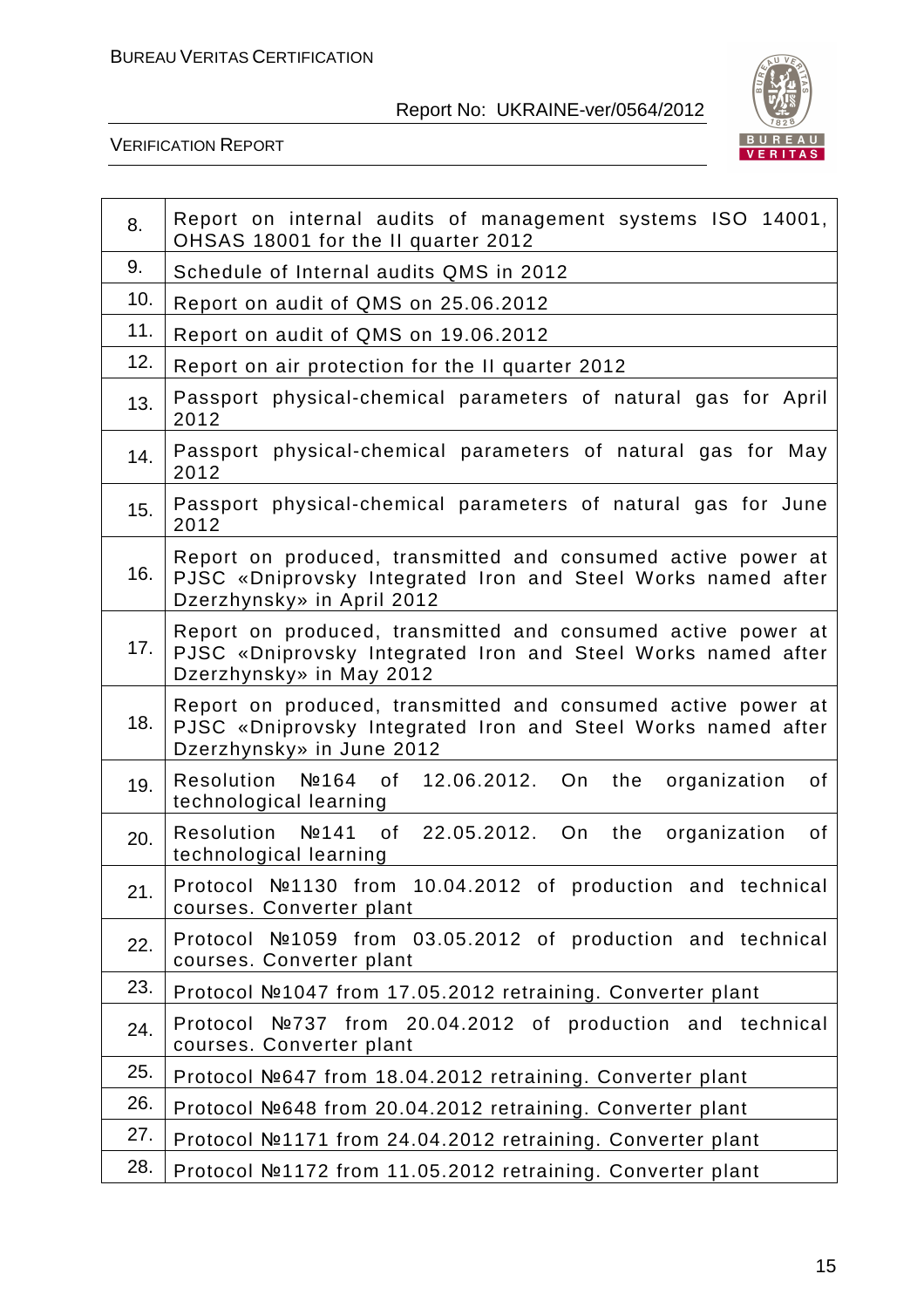| | |
|---|---|
| 8. | Report on internal audits of management systems ISO 14001, OHSAS 18001 for the II quarter 2012 |
| 9. | Schedule of Internal audits QMS in 2012 |
| 10. | Report on audit of QMS on 25.06.2012 |
| 11. | Report on audit of QMS on 19.06.2012 |
| 12. | Report on air protection for the II quarter 2012 |
| 13. | Passport physical-chemical parameters of natural gas for April 2012 |
| 14. | Passport physical-chemical parameters of natural gas for May 2012 |
| 15. | Passport physical-chemical parameters of natural gas for June 2012 |
| 16. | Report on produced, transmitted and consumed active power at PJSC «Dniprovsky Integrated Iron and Steel Works named after Dzerzhynsky» in April 2012 |
| 17. | Report on produced, transmitted and consumed active power at PJSC «Dniprovsky Integrated Iron and Steel Works named after Dzerzhynsky» in May 2012 |
| 18. | Report on produced, transmitted and consumed active power at PJSC «Dniprovsky Integrated Iron and Steel Works named after Dzerzhynsky» in June 2012 |
| 19. | Resolution №164 of 12.06.2012. On the organization of technological learning |
| 20. | Resolution №141 of 22.05.2012. On the organization of technological learning |
| 21. | Protocol №1130 from 10.04.2012 of production and technical courses. Converter plant |
| 22. | Protocol №1059 from 03.05.2012 of production and technical courses. Converter plant |
| 23. | Protocol №1047 from 17.05.2012 retraining. Converter plant |
| 24. | Protocol №737 from 20.04.2012 of production and technical courses. Converter plant |
| 25. | Protocol №647 from 18.04.2012 retraining. Converter plant |
| 26. | Protocol №648 from 20.04.2012 retraining. Converter plant |
| 27. | Protocol №1171 from 24.04.2012 retraining. Converter plant |
| 28. | Protocol №1172 from 11.05.2012 retraining. Converter plant |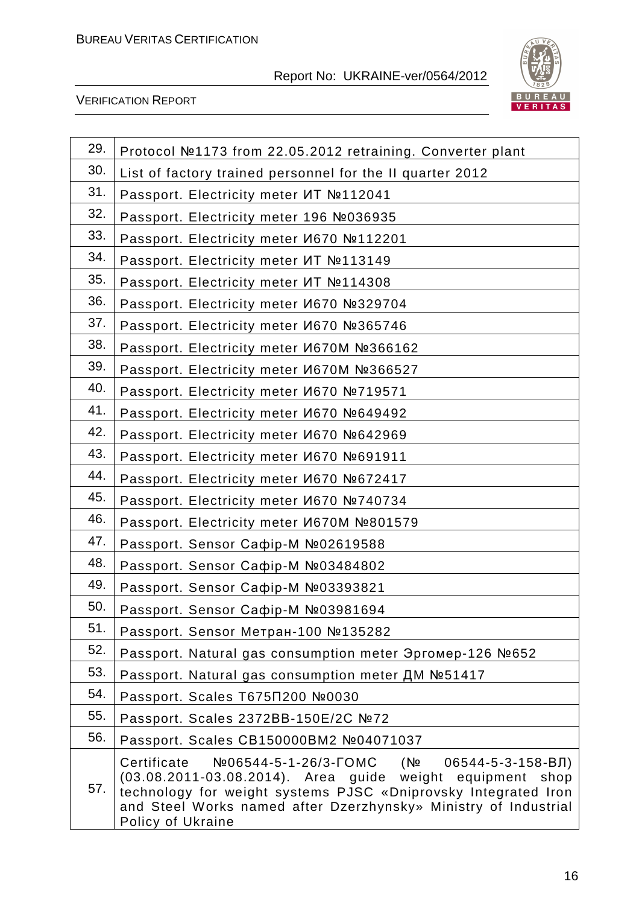| | |
|---|---|
| 29. | Protocol №1173 from 22.05.2012 retraining. Converter plant |
| 30. | List of factory trained personnel for the II quarter 2012 |
| 31. | Passport. Electricity meter ИТ №112041 |
| 32. | Passport. Electricity meter 196 №036935 |
| 33. | Passport. Electricity meter И670 №112201 |
| 34. | Passport. Electricity meter ИТ №113149 |
| 35. | Passport. Electricity meter ИТ №114308 |
| 36. | Passport. Electricity meter И670 №329704 |
| 37. | Passport. Electricity meter И670 №365746 |
| 38. | Passport. Electricity meter И670М №366162 |
| 39. | Passport. Electricity meter И670М №366527 |
| 40. | Passport. Electricity meter И670 №719571 |
| 41. | Passport. Electricity meter И670 №649492 |
| 42. | Passport. Electricity meter И670 №642969 |
| 43. | Passport. Electricity meter И670 №691911 |
| 44. | Passport. Electricity meter И670 №672417 |
| 45. | Passport. Electricity meter И670 №740734 |
| 46. | Passport. Electricity meter И670М №801579 |
| 47. | Passport. Sensor Сафір-М №02619588 |
| 48. | Passport. Sensor Сафір-М №03484802 |
| 49. | Passport. Sensor Сафір-М №03393821 |
| 50. | Passport. Sensor Сафір-М №03981694 |
| 51. | Passport. Sensor Метран-100 №135282 |
| 52. | Passport. Natural gas consumption meter Эргомер-126 №652 |
| 53. | Passport. Natural gas consumption meter ДМ №51417 |
| 54. | Passport. Scales Т675П200 №0030 |
| 55. | Passport. Scales 2372ВВ-150Е/2С №72 |
| 56. | Passport. Scales СВ150000ВМ2 №04071037 |
| 57. | Certificate №06544-5-1-26/3-ГОМС (№ 06544-5-3-158-ВЛ) (03.08.2011-03.08.2014). Area guide weight equipment shop technology for weight systems PJSC «Dniprovsky Integrated Iron and Steel Works named after Dzerzhynsky» Ministry of Industrial Policy of Ukraine |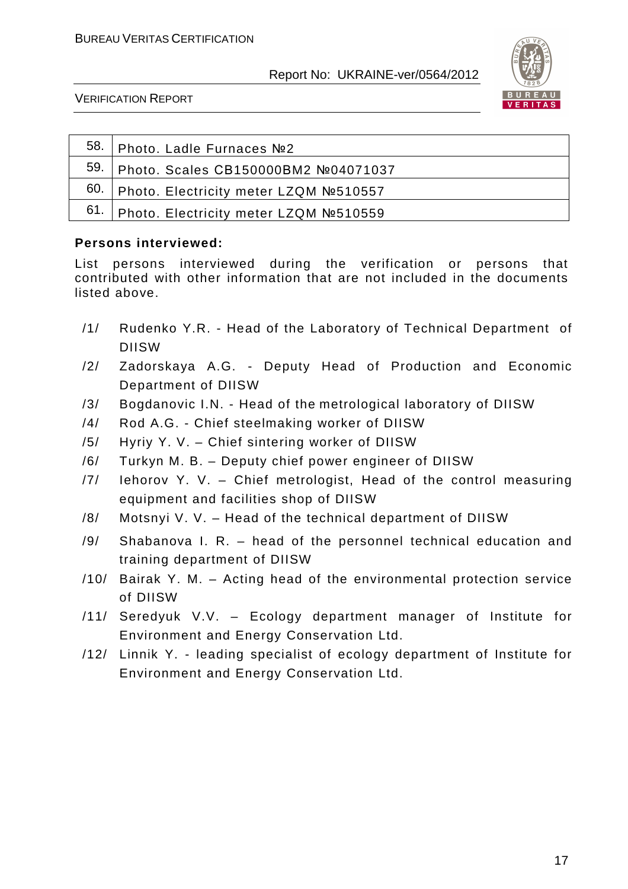| 58. | Photo. Ladle Furnaces №2 |
|---|---|
| 59. | Photo. Scales СВ150000ВМ2 №04071037 |
| 60. | Photo. Electricity meter LZQM №510557 |
| 61. | Photo. Electricity meter LZQM №510559 |

**Persons interviewed:**

List persons interviewed during the verification or persons that contributed with other information that are not included in the documents listed above.

/1/ Rudenko Y.R. - Head of the Laboratory of Technical Department of DIISW

/2/ Zadorskaya A.G. - Deputy Head of Production and Economic Department of DIISW

/3/ Bogdanovic I.N. - Head of the metrological laboratory of DIISW

/4/ Rod A.G. - Chief steelmaking worker of DIISW

/5/ Hyriy Y. V. – Chief sintering worker of DIISW

/6/ Turkyn M. B. – Deputy chief power engineer of DIISW

/7/ Iehorov Y. V. – Chief metrologist, Head of the control measuring equipment and facilities shop of DIISW

/8/ Motsnyi V. V. – Head of the technical department of DIISW

/9/ Shabanova I. R. – head of the personnel technical education and training department of DIISW

/10/ Bairak Y. M. – Acting head of the environmental protection service of DIISW

/11/ Seredyuk V.V. – Ecology department manager of Institute for Environment and Energy Conservation Ltd.

/12/ Linnik Y. - leading specialist of ecology department of Institute for Environment and Energy Conservation Ltd.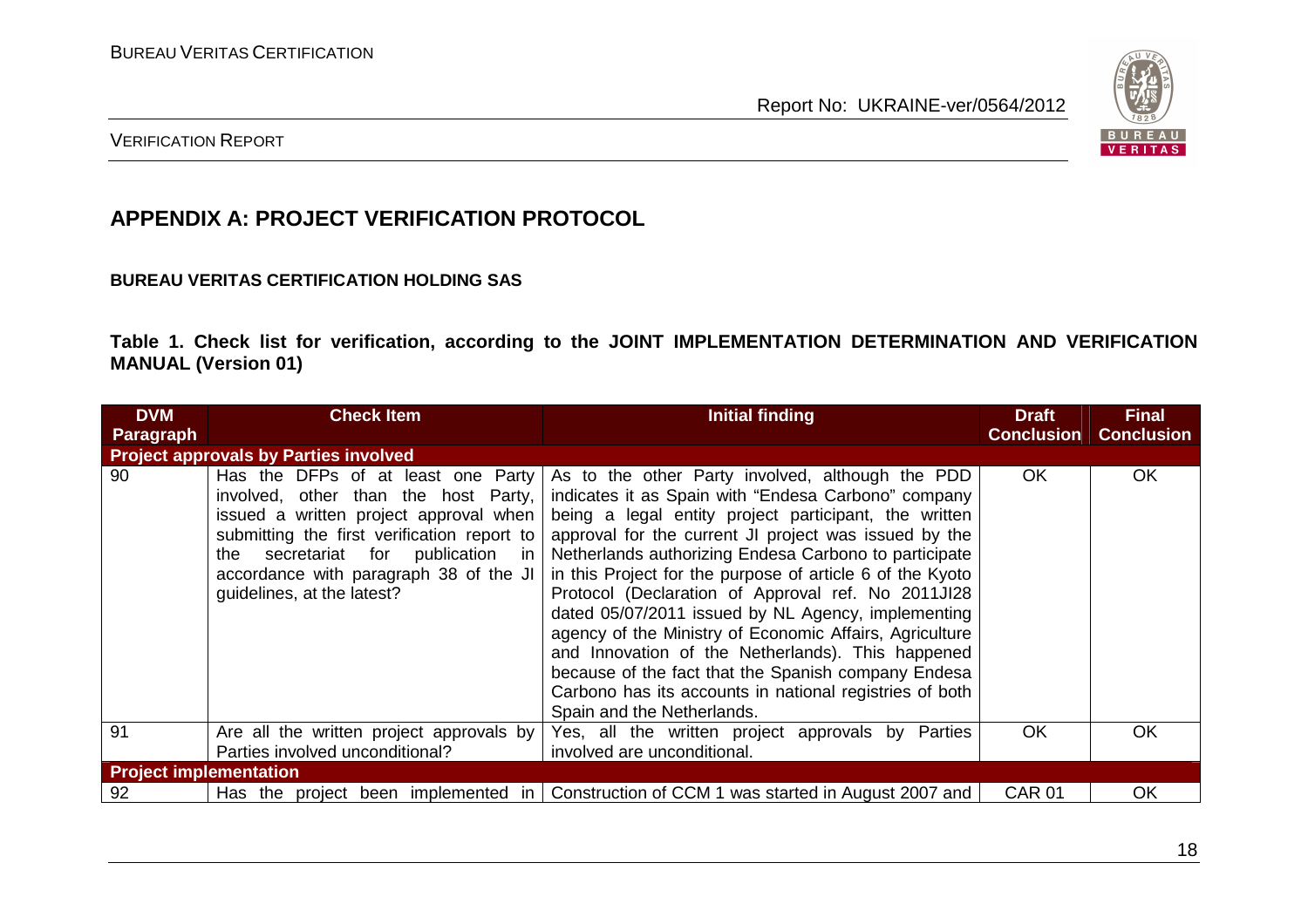## APPENDIX A: PROJECT VERIFICATION PROTOCOL

**BUREAU VERITAS CERTIFICATION HOLDING SAS**

**Table 1. Check list for verification, according to the JOINT IMPLEMENTATION DETERMINATION AND VERIFICATION MANUAL (Version 01)**

| DVM Paragraph | Check Item | Initial finding | Draft Conclusion | Final Conclusion |
|---|---|---|---|---|
| **Project approvals by Parties involved** | | | | |
| 90 | Has the DFPs of at least one Party involved, other than the host Party, issued a written project approval when submitting the first verification report to the secretariat for publication in accordance with paragraph 38 of the JI guidelines, at the latest? | As to the other Party involved, although the PDD indicates it as Spain with "Endesa Carbono" company being a legal entity project participant, the written approval for the current JI project was issued by the Netherlands authorizing Endesa Carbono to participate in this Project for the purpose of article 6 of the Kyoto Protocol (Declaration of Approval ref. No 2011JI28 dated 05/07/2011 issued by NL Agency, implementing agency of the Ministry of Economic Affairs, Agriculture and Innovation of the Netherlands). This happened because of the fact that the Spanish company Endesa Carbono has its accounts in national registries of both Spain and the Netherlands. | OK | OK |
| 91 | Are all the written project approvals by Parties involved unconditional? | Yes, all the written project approvals by Parties involved are unconditional. | OK | OK |
| **Project implementation** | | | | |
| 92 | Has the project been implemented in | Construction of CCM 1 was started in August 2007 and | CAR 01 | OK |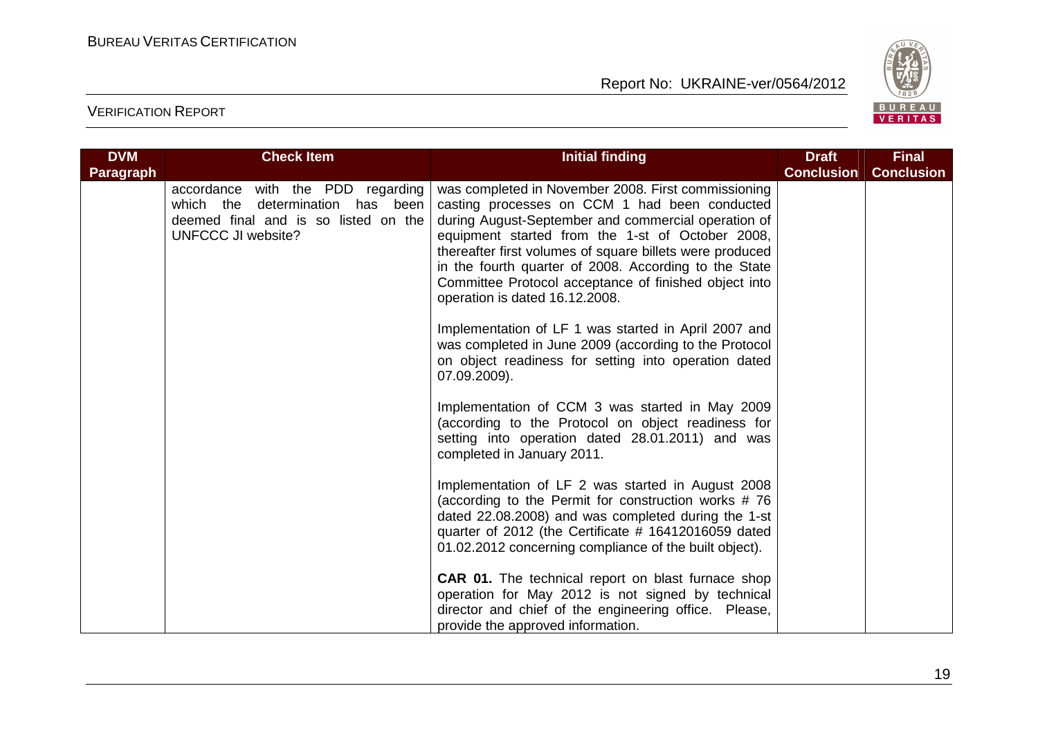| DVM Paragraph | Check Item | Initial finding | Draft Conclusion | Final Conclusion |
|---|---|---|---|---|
| | accordance with the PDD regarding which the determination has been deemed final and is so listed on the UNFCCC JI website? | was completed in November 2008. First commissioning casting processes on CCM 1 had been conducted during August-September and commercial operation of equipment started from the 1-st of October 2008, thereafter first volumes of square billets were produced in the fourth quarter of 2008. According to the State Committee Protocol acceptance of finished object into operation is dated 16.12.2008.<br><br>Implementation of LF 1 was started in April 2007 and was completed in June 2009 (according to the Protocol on object readiness for setting into operation dated 07.09.2009).<br><br>Implementation of CCM 3 was started in May 2009 (according to the Protocol on object readiness for setting into operation dated 28.01.2011) and was completed in January 2011.<br><br>Implementation of LF 2 was started in August 2008 (according to the Permit for construction works # 76 dated 22.08.2008) and was completed during the 1-st quarter of 2012 (the Certificate # 16412016059 dated 01.02.2012 concerning compliance of the built object).<br><br>**CAR 01.** The technical report on blast furnace shop operation for May 2012 is not signed by technical director and chief of the engineering office. Please, provide the approved information. | | |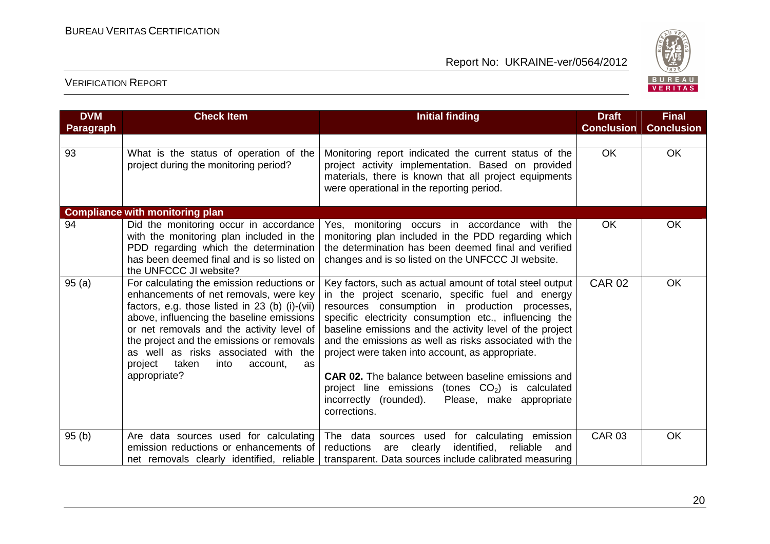| DVM Paragraph | Check Item | Initial finding | Draft Conclusion | Final Conclusion |
|---|---|---|---|---|
| | | | | |
| 93 | What is the status of operation of the project during the monitoring period? | Monitoring report indicated the current status of the project activity implementation. Based on provided materials, there is known that all project equipments were operational in the reporting period. | OK | OK |
| **Compliance with monitoring plan** | | | | |
| 94 | Did the monitoring occur in accordance with the monitoring plan included in the PDD regarding which the determination has been deemed final and is so listed on the UNFCCC JI website? | Yes, monitoring occurs in accordance with the monitoring plan included in the PDD regarding which the determination has been deemed final and verified changes and is so listed on the UNFCCC JI website. | OK | OK |
| 95 (a) | For calculating the emission reductions or enhancements of net removals, were key factors, e.g. those listed in 23 (b) (i)-(vii) above, influencing the baseline emissions or net removals and the activity level of the project and the emissions or removals as well as risks associated with the project taken into account, as appropriate? | Key factors, such as actual amount of total steel output in the project scenario, specific fuel and energy resources consumption in production processes, specific electricity consumption etc., influencing the baseline emissions and the activity level of the project and the emissions as well as risks associated with the project were taken into account, as appropriate.<br><br>**CAR 02.** The balance between baseline emissions and project line emissions (tones $CO_2$) is calculated incorrectly (rounded). Please, make appropriate corrections. | CAR 02 | OK |
| 95 (b) | Are data sources used for calculating emission reductions or enhancements of net removals clearly identified, reliable | The data sources used for calculating emission reductions are clearly identified, reliable and transparent. Data sources include calibrated measuring | CAR 03 | OK |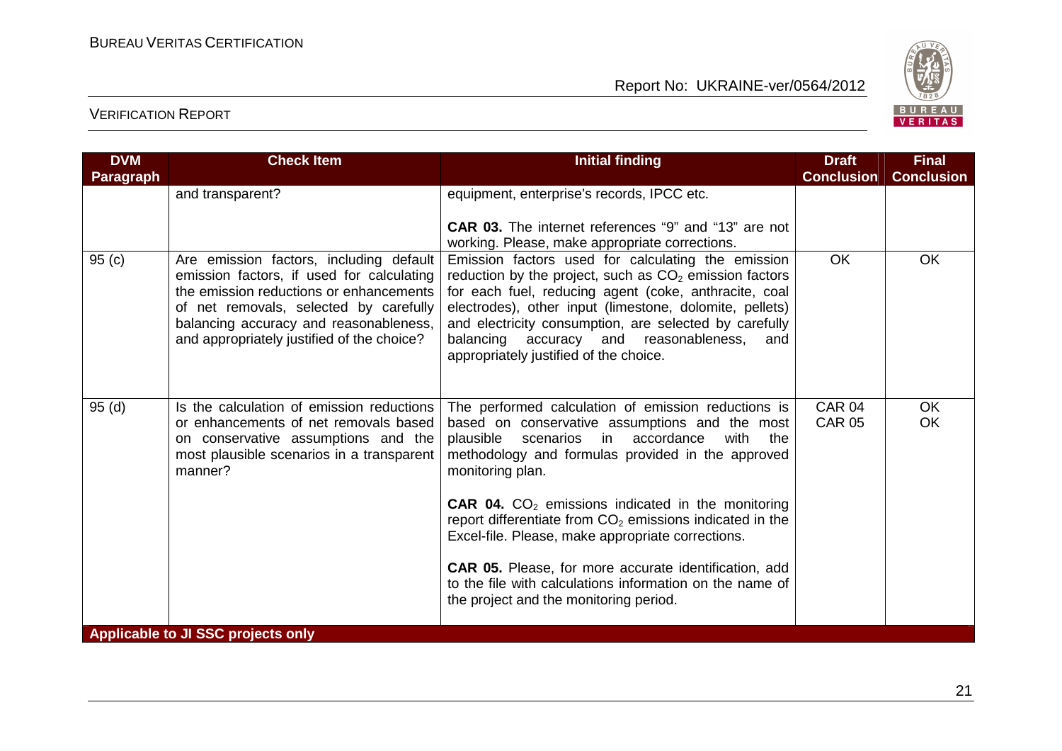| DVM Paragraph | Check Item | Initial finding | Draft Conclusion | Final Conclusion |
|---|---|---|---|---|
| | and transparent? | equipment, enterprise's records, IPCC etc.<br><br>**CAR 03.** The internet references "9" and "13" are not working. Please, make appropriate corrections. | | |
| 95 (c) | Are emission factors, including default emission factors, if used for calculating the emission reductions or enhancements of net removals, selected by carefully balancing accuracy and reasonableness, and appropriately justified of the choice? | Emission factors used for calculating the emission reduction by the project, such as $CO_2$ emission factors for each fuel, reducing agent (coke, anthracite, coal electrodes), other input (limestone, dolomite, pellets) and electricity consumption, are selected by carefully balancing accuracy and reasonableness, and appropriately justified of the choice. | OK | OK |
| 95 (d) | Is the calculation of emission reductions or enhancements of net removals based on conservative assumptions and the most plausible scenarios in a transparent manner? | The performed calculation of emission reductions is based on conservative assumptions and the most plausible scenarios in accordance with the methodology and formulas provided in the approved monitoring plan.<br><br>**CAR 04.** $CO_2$ emissions indicated in the monitoring report differentiate from $CO_2$ emissions indicated in the Excel-file. Please, make appropriate corrections.<br><br>**CAR 05.** Please, for more accurate identification, add to the file with calculations information on the name of the project and the monitoring period. | CAR 04<br>CAR 05 | OK<br>OK |
| **Applicable to JI SSC projects only** | | | | |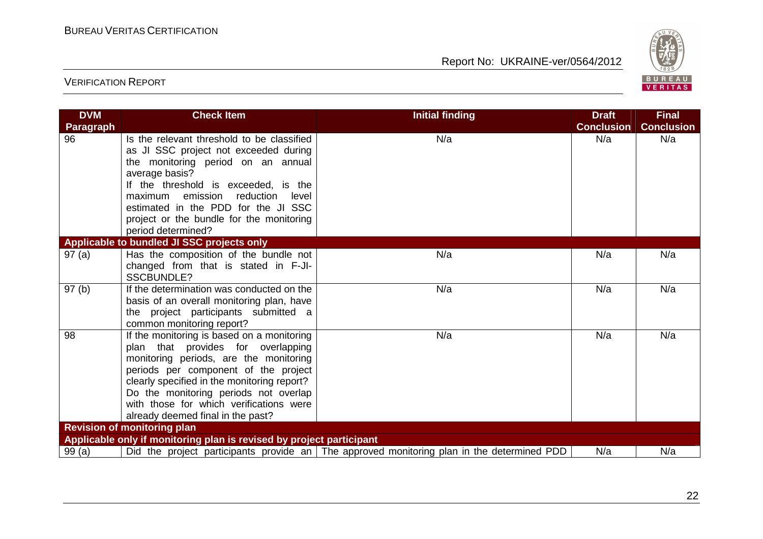| DVM Paragraph | Check Item | Initial finding | Draft Conclusion | Final Conclusion |
|---|---|---|---|---|
| 96 | Is the relevant threshold to be classified as JI SSC project not exceeded during the monitoring period on an annual average basis? If the threshold is exceeded, is the maximum emission reduction level estimated in the PDD for the JI SSC project or the bundle for the monitoring period determined? | N/a | N/a | N/a |
| **Applicable to bundled JI SSC projects only** | | | | |
| 97 (a) | Has the composition of the bundle not changed from that is stated in F-JI-SSCBUNDLE? | N/a | N/a | N/a |
| 97 (b) | If the determination was conducted on the basis of an overall monitoring plan, have the project participants submitted a common monitoring report? | N/a | N/a | N/a |
| 98 | If the monitoring is based on a monitoring plan that provides for overlapping monitoring periods, are the monitoring periods per component of the project clearly specified in the monitoring report? Do the monitoring periods not overlap with those for which verifications were already deemed final in the past? | N/a | N/a | N/a |
| **Revision of monitoring plan** | | | | |
| **Applicable only if monitoring plan is revised by project participant** | | | | |
| 99 (a) | Did the project participants provide an | The approved monitoring plan in the determined PDD | N/a | N/a |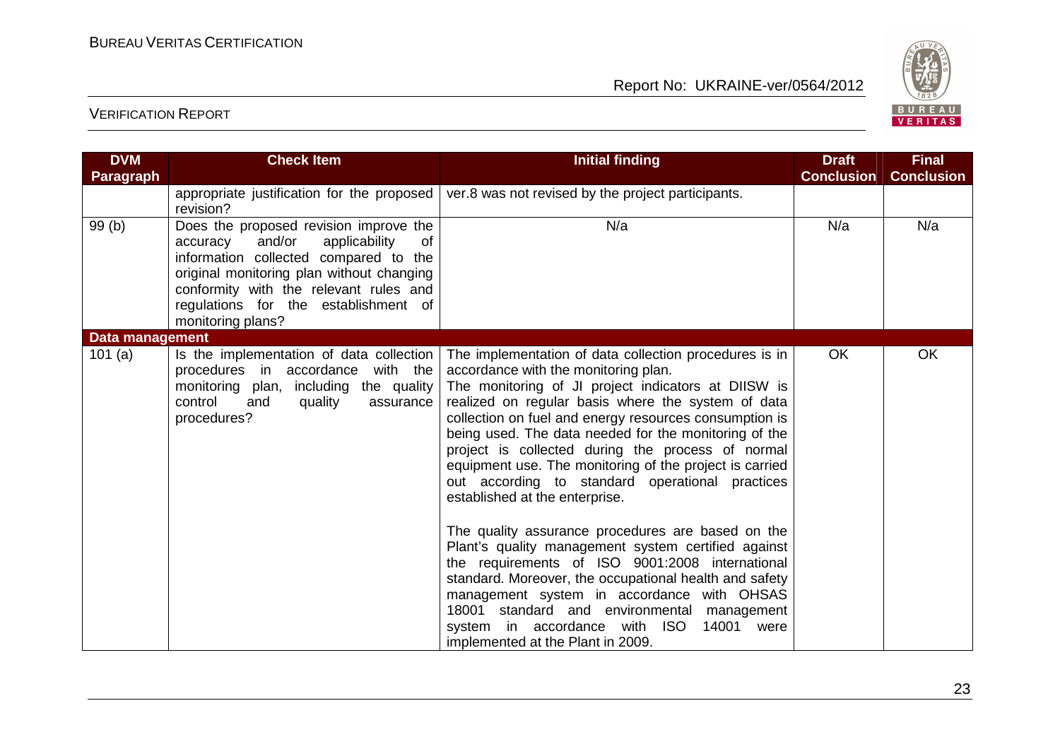| DVM Paragraph | Check Item | Initial finding | Draft Conclusion | Final Conclusion |
|---|---|---|---|---|
| | appropriate justification for the proposed revision? | ver.8 was not revised by the project participants. | | |
| 99 (b) | Does the proposed revision improve the accuracy and/or applicability of information collected compared to the original monitoring plan without changing conformity with the relevant rules and regulations for the establishment of monitoring plans? | N/a | N/a | N/a |
| **Data management** | | | | |
| 101 (a) | Is the implementation of data collection procedures in accordance with the monitoring plan, including the quality control and quality assurance procedures? | The implementation of data collection procedures is in accordance with the monitoring plan.<br>The monitoring of JI project indicators at DIISW is realized on regular basis where the system of data collection on fuel and energy resources consumption is being used. The data needed for the monitoring of the project is collected during the process of normal equipment use. The monitoring of the project is carried out according to standard operational practices established at the enterprise.<br><br>The quality assurance procedures are based on the Plant's quality management system certified against the requirements of ISO 9001:2008 international standard. Moreover, the occupational health and safety management system in accordance with OHSAS 18001 standard and environmental management system in accordance with ISO 14001 were implemented at the Plant in 2009. | OK | OK |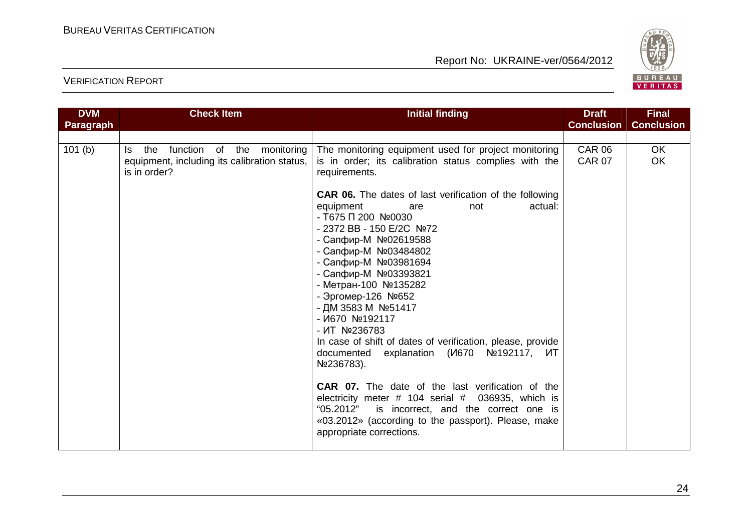| DVM Paragraph | Check Item | Initial finding | Draft Conclusion | Final Conclusion |
|---|---|---|---|---|
| 101 (b) | Is the function of the monitoring equipment, including its calibration status, is in order? | The monitoring equipment used for project monitoring is in order; its calibration status complies with the requirements.<br><br>**CAR 06.** The dates of last verification of the following equipment are not actual:<br>- Т675 П 200 №0030<br>- 2372 ВВ - 150 Е/2С №72<br>- Сапфир-М №02619588<br>- Сапфир-М №03484802<br>- Сапфир-М №03981694<br>- Сапфир-М №03393821<br>- Метран-100 №135282<br>- Эргомер-126 №652<br>- ДМ 3583 М №51417<br>- И670 №192117<br>- ИТ №236783<br>In case of shift of dates of verification, please, provide documented explanation (И670 №192117, ИТ №236783).<br><br>**CAR 07.** The date of the last verification of the electricity meter # 104 serial # 036935, which is "05.2012" is incorrect, and the correct one is «03.2012» (according to the passport). Please, make appropriate corrections. | CAR 06<br>CAR 07 | OK<br>OK |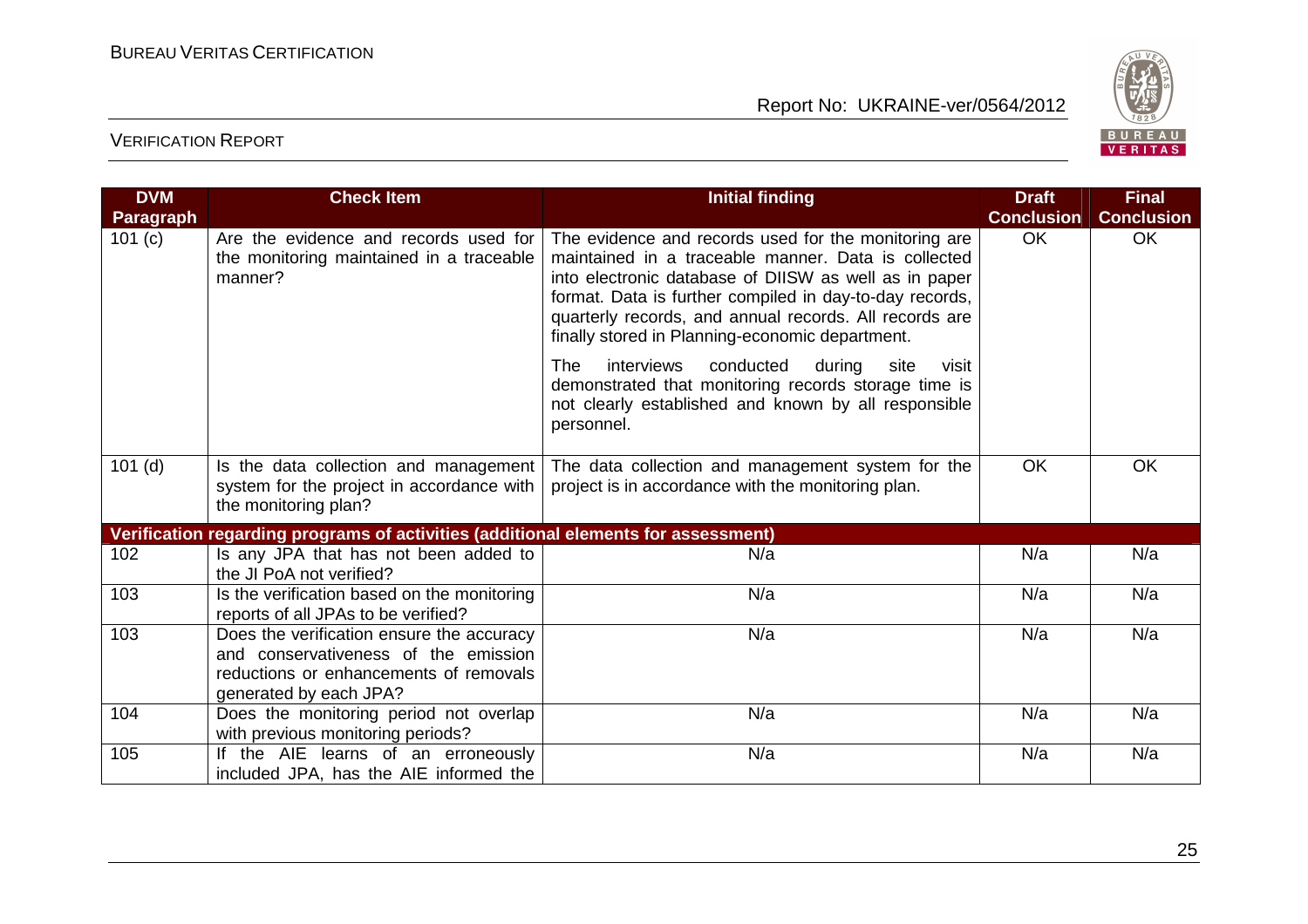| DVM Paragraph | Check Item | Initial finding | Draft Conclusion | Final Conclusion |
|---|---|---|---|---|
| 101 (c) | Are the evidence and records used for the monitoring maintained in a traceable manner? | The evidence and records used for the monitoring are maintained in a traceable manner. Data is collected into electronic database of DIISW as well as in paper format. Data is further compiled in day-to-day records, quarterly records, and annual records. All records are finally stored in Planning-economic department.<br><br>The interviews conducted during site visit demonstrated that monitoring records storage time is not clearly established and known by all responsible personnel. | OK | OK |
| 101 (d) | Is the data collection and management system for the project in accordance with the monitoring plan? | The data collection and management system for the project is in accordance with the monitoring plan. | OK | OK |
| **Verification regarding programs of activities (additional elements for assessment)** | | | | |
| 102 | Is any JPA that has not been added to the JI PoA not verified? | N/a | N/a | N/a |
| 103 | Is the verification based on the monitoring reports of all JPAs to be verified? | N/a | N/a | N/a |
| 103 | Does the verification ensure the accuracy and conservativeness of the emission reductions or enhancements of removals generated by each JPA? | N/a | N/a | N/a |
| 104 | Does the monitoring period not overlap with previous monitoring periods? | N/a | N/a | N/a |
| 105 | If the AIE learns of an erroneously included JPA, has the AIE informed the | N/a | N/a | N/a |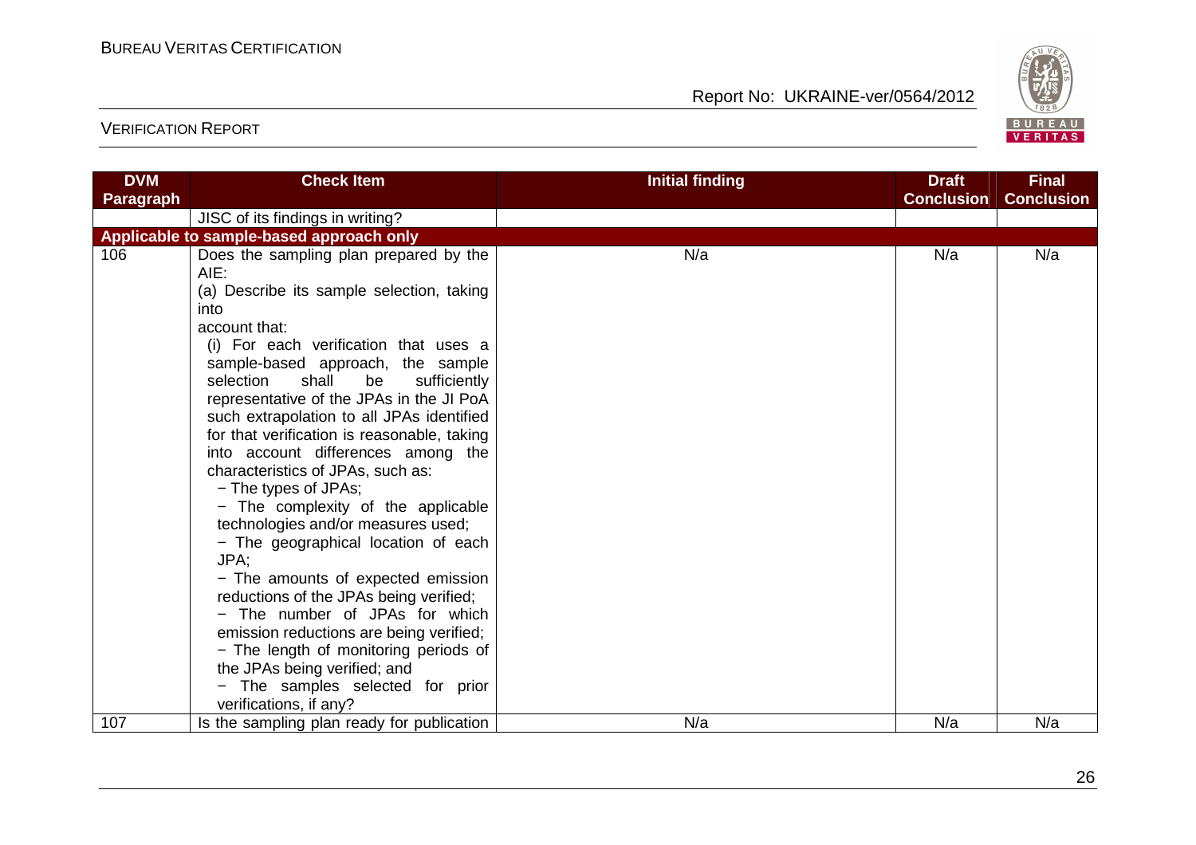| DVM Paragraph | Check Item | Initial finding | Draft Conclusion | Final Conclusion |
|---|---|---|---|---|
| | JISC of its findings in writing? | | | |
| **Applicable to sample-based approach only** | | | | |
| 106 | Does the sampling plan prepared by the AIE:<br>(a) Describe its sample selection, taking into account that:<br>(i) For each verification that uses a sample-based approach, the sample selection shall be sufficiently representative of the JPAs in the JI PoA such extrapolation to all JPAs identified for that verification is reasonable, taking into account differences among the characteristics of JPAs, such as:<br>− The types of JPAs;<br>− The complexity of the applicable technologies and/or measures used;<br>− The geographical location of each JPA;<br>− The amounts of expected emission reductions of the JPAs being verified;<br>− The number of JPAs for which emission reductions are being verified;<br>− The length of monitoring periods of the JPAs being verified; and<br>− The samples selected for prior verifications, if any? | N/a | N/a | N/a |
| 107 | Is the sampling plan ready for publication | N/a | N/a | N/a |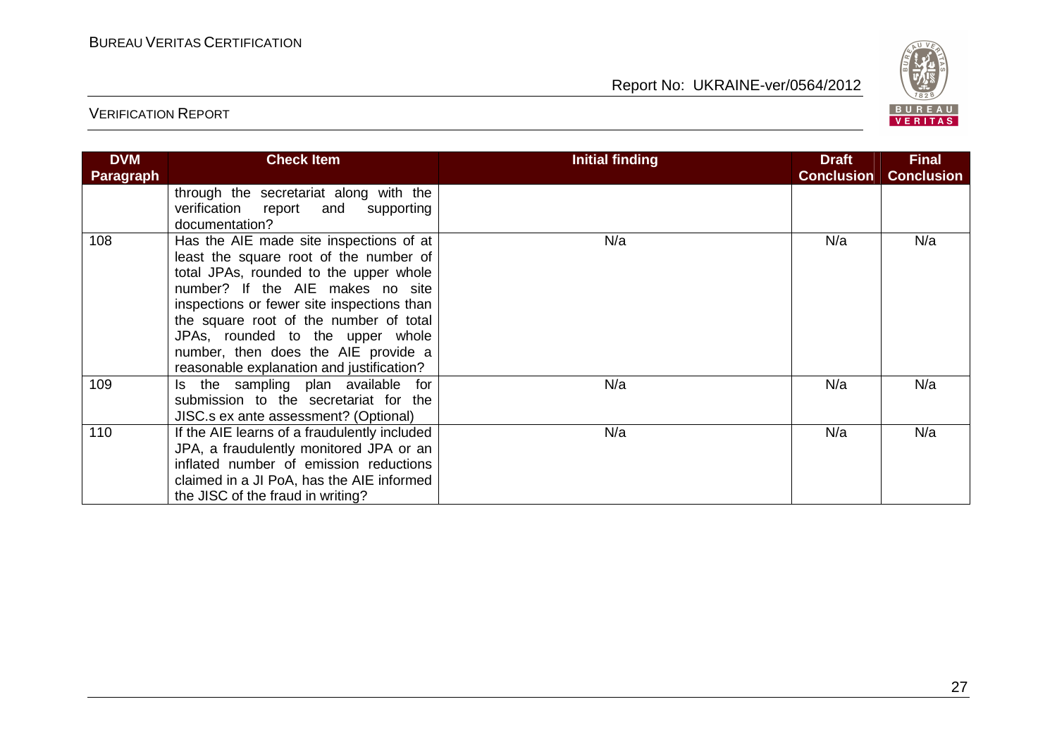| DVM Paragraph | Check Item | Initial finding | Draft Conclusion | Final Conclusion |
|---|---|---|---|---|
| | through the secretariat along with the verification report and supporting documentation? | | | |
| 108 | Has the AIE made site inspections of at least the square root of the number of total JPAs, rounded to the upper whole number? If the AIE makes no site inspections or fewer site inspections than the square root of the number of total JPAs, rounded to the upper whole number, then does the AIE provide a reasonable explanation and justification? | N/a | N/a | N/a |
| 109 | Is the sampling plan available for submission to the secretariat for the JISC.s ex ante assessment? (Optional) | N/a | N/a | N/a |
| 110 | If the AIE learns of a fraudulently included JPA, a fraudulently monitored JPA or an inflated number of emission reductions claimed in a JI PoA, has the AIE informed the JISC of the fraud in writing? | N/a | N/a | N/a |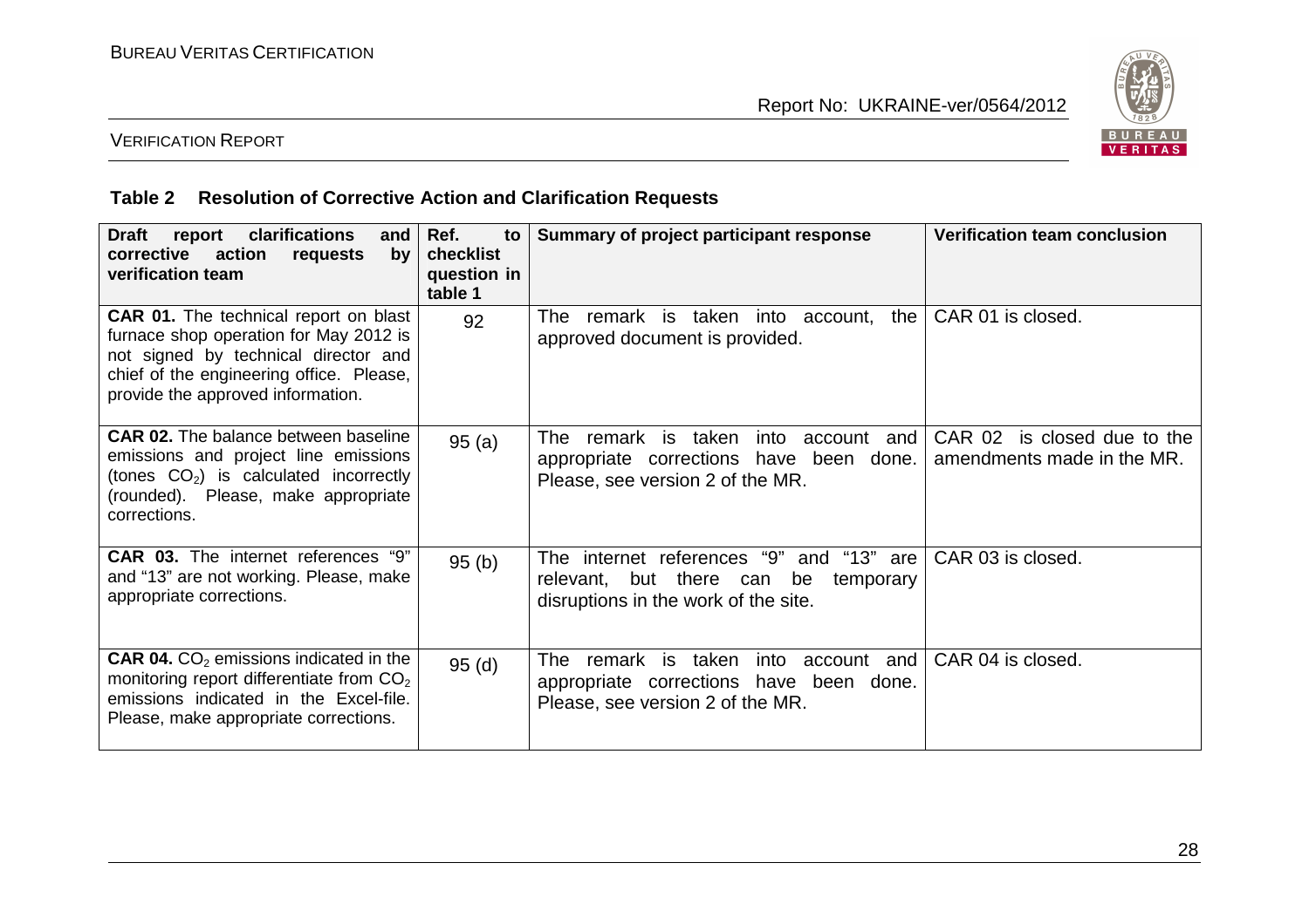### Table 2 Resolution of Corrective Action and Clarification Requests

| Draft report clarifications and corrective action requests by verification team | Ref. to checklist question in table 1 | Summary of project participant response | Verification team conclusion |
|---|---|---|---|
| **CAR 01.** The technical report on blast furnace shop operation for May 2012 is not signed by technical director and chief of the engineering office. Please, provide the approved information. | 92 | The remark is taken into account, the approved document is provided. | CAR 01 is closed. |
| **CAR 02.** The balance between baseline emissions and project line emissions (tones $CO_2$) is calculated incorrectly (rounded). Please, make appropriate corrections. | 95 (a) | The remark is taken into account and appropriate corrections have been done. Please, see version 2 of the MR. | CAR 02 is closed due to the amendments made in the MR. |
| **CAR 03.** The internet references "9" and "13" are not working. Please, make appropriate corrections. | 95 (b) | The internet references "9" and "13" are relevant, but there can be temporary disruptions in the work of the site. | CAR 03 is closed. |
| **CAR 04.** $CO_2$ emissions indicated in the monitoring report differentiate from $CO_2$ emissions indicated in the Excel-file. Please, make appropriate corrections. | 95 (d) | The remark is taken into account and appropriate corrections have been done. Please, see version 2 of the MR. | CAR 04 is closed. |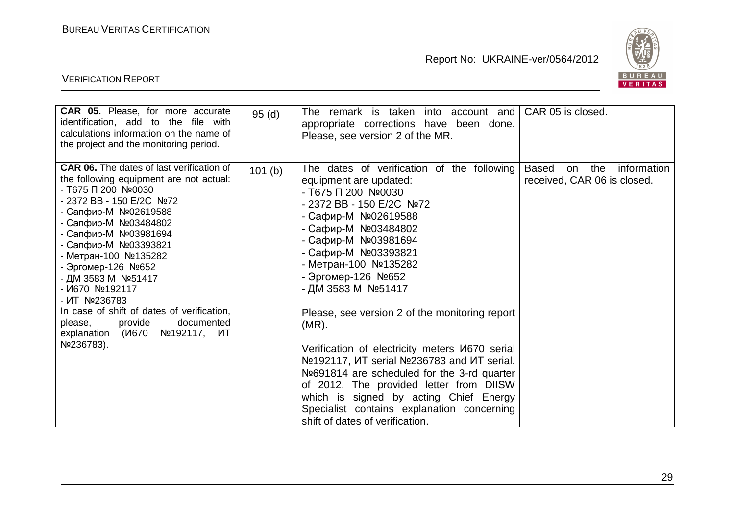| CAR 05. Please, for more accurate identification, add to the file with calculations information on the name of the project and the monitoring period. | 95 (d) | The remark is taken into account and appropriate corrections have been done. Please, see version 2 of the MR. | CAR 05 is closed. |
|---|---|---|---|
| **CAR 06.** The dates of last verification of the following equipment are not actual:<br>- Т675 П 200 №0030<br>- 2372 ВВ - 150 Е/2С №72<br>- Сапфир-М №02619588<br>- Сапфир-М №03484802<br>- Сапфир-М №03981694<br>- Сапфир-М №03393821<br>- Метран-100 №135282<br>- Эргомер-126 №652<br>- ДМ 3583 М №51417<br>- И670 №192117<br>- ИТ №236783<br>In case of shift of dates of verification, please, provide documented explanation (И670 №192117, ИТ №236783). | 101 (b) | The dates of verification of the following equipment are updated:<br>- Т675 П 200 №0030<br>- 2372 ВВ - 150 Е/2С №72<br>- Сафир-М №02619588<br>- Сафир-М №03484802<br>- Сафир-М №03981694<br>- Сафир-М №03393821<br>- Метран-100 №135282<br>- Эргомер-126 №652<br>- ДМ 3583 М №51417<br><br>Please, see version 2 of the monitoring report (MR).<br><br>Verification of electricity meters И670 serial №192117, ИТ serial №236783 and ИТ serial. №691814 are scheduled for the 3-rd quarter of 2012. The provided letter from DIISW which is signed by acting Chief Energy Specialist contains explanation concerning shift of dates of verification. | Based on the information received, CAR 06 is closed. |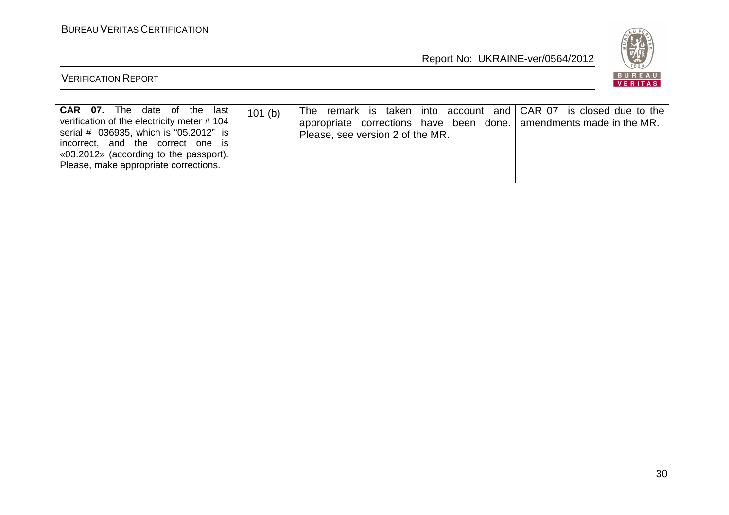| | | | |
|---|---|---|---|
| **CAR 07.** The date of the last verification of the electricity meter # 104 serial # 036935, which is "05.2012" is incorrect, and the correct one is «03.2012» (according to the passport). Please, make appropriate corrections. | 101 (b) | The remark is taken into account and appropriate corrections have been done. Please, see version 2 of the MR. | CAR 07 is closed due to the amendments made in the MR. |